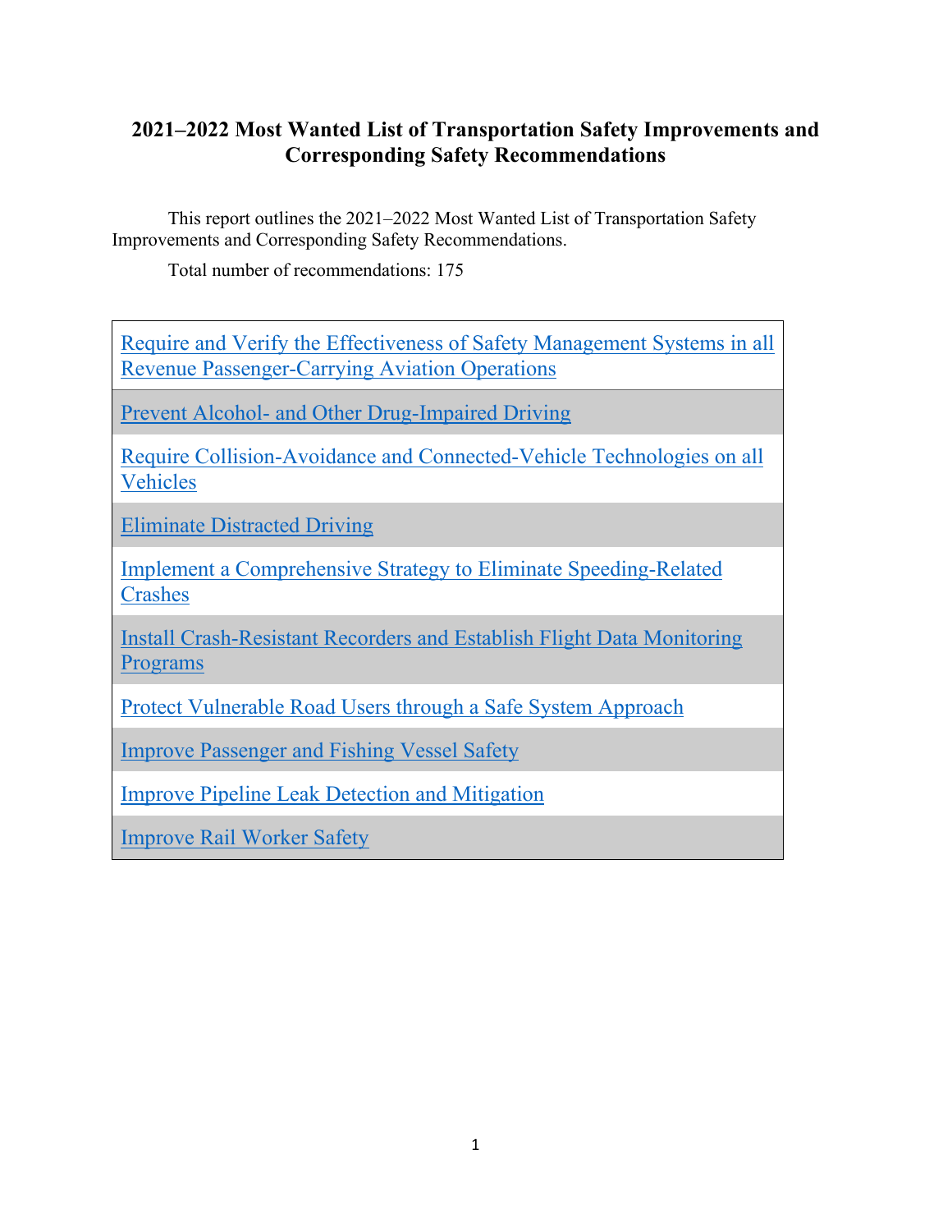# 2021–2022 Most Wanted List of Transportation Safety Improvements and Corresponding Safety Recommendations

This report outlines the 2021–2022 Most Wanted List of Transportation Safety Improvements and Corresponding Safety Recommendations.

Total number of recommendations: 175

| |
|---|
| Require and Verify the Effectiveness of Safety Management Systems in all Revenue Passenger-Carrying Aviation Operations |
| Prevent Alcohol- and Other Drug-Impaired Driving |
| Require Collision-Avoidance and Connected-Vehicle Technologies on all Vehicles |
| Eliminate Distracted Driving |
| Implement a Comprehensive Strategy to Eliminate Speeding-Related Crashes |
| Install Crash-Resistant Recorders and Establish Flight Data Monitoring Programs |
| Protect Vulnerable Road Users through a Safe System Approach |
| Improve Passenger and Fishing Vessel Safety |
| Improve Pipeline Leak Detection and Mitigation |
| Improve Rail Worker Safety |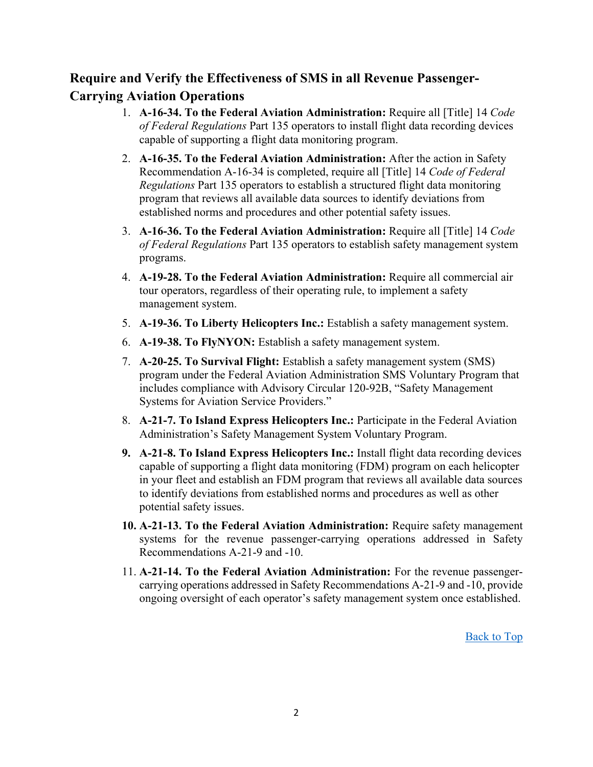## Require and Verify the Effectiveness of SMS in all Revenue Passenger-Carrying Aviation Operations

1. **A-16-34. To the Federal Aviation Administration:** Require all [Title] 14 *Code of Federal Regulations* Part 135 operators to install flight data recording devices capable of supporting a flight data monitoring program.
2. **A-16-35. To the Federal Aviation Administration:** After the action in Safety Recommendation A-16-34 is completed, require all [Title] 14 *Code of Federal Regulations* Part 135 operators to establish a structured flight data monitoring program that reviews all available data sources to identify deviations from established norms and procedures and other potential safety issues.
3. **A-16-36. To the Federal Aviation Administration:** Require all [Title] 14 *Code of Federal Regulations* Part 135 operators to establish safety management system programs.
4. **A-19-28. To the Federal Aviation Administration:** Require all commercial air tour operators, regardless of their operating rule, to implement a safety management system.
5. **A-19-36. To Liberty Helicopters Inc.:** Establish a safety management system.
6. **A-19-38. To FlyNYON:** Establish a safety management system.
7. **A-20-25. To Survival Flight:** Establish a safety management system (SMS) program under the Federal Aviation Administration SMS Voluntary Program that includes compliance with Advisory Circular 120-92B, "Safety Management Systems for Aviation Service Providers."
8. **A-21-7. To Island Express Helicopters Inc.:** Participate in the Federal Aviation Administration's Safety Management System Voluntary Program.
9. **A-21-8. To Island Express Helicopters Inc.:** Install flight data recording devices capable of supporting a flight data monitoring (FDM) program on each helicopter in your fleet and establish an FDM program that reviews all available data sources to identify deviations from established norms and procedures as well as other potential safety issues.
10. **A-21-13. To the Federal Aviation Administration:** Require safety management systems for the revenue passenger-carrying operations addressed in Safety Recommendations A-21-9 and -10.
11. **A-21-14. To the Federal Aviation Administration:** For the revenue passenger-carrying operations addressed in Safety Recommendations A-21-9 and -10, provide ongoing oversight of each operator's safety management system once established.

Back to Top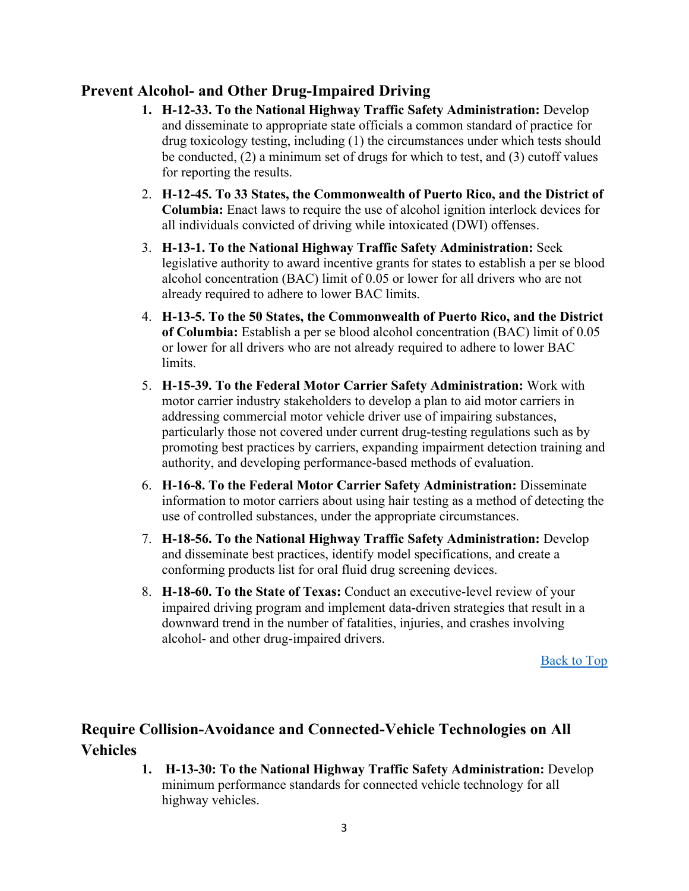## Prevent Alcohol- and Other Drug-Impaired Driving

1. **H-12-33. To the National Highway Traffic Safety Administration:** Develop and disseminate to appropriate state officials a common standard of practice for drug toxicology testing, including (1) the circumstances under which tests should be conducted, (2) a minimum set of drugs for which to test, and (3) cutoff values for reporting the results.
2. **H-12-45. To 33 States, the Commonwealth of Puerto Rico, and the District of Columbia:** Enact laws to require the use of alcohol ignition interlock devices for all individuals convicted of driving while intoxicated (DWI) offenses.
3. **H-13-1. To the National Highway Traffic Safety Administration:** Seek legislative authority to award incentive grants for states to establish a per se blood alcohol concentration (BAC) limit of 0.05 or lower for all drivers who are not already required to adhere to lower BAC limits.
4. **H-13-5. To the 50 States, the Commonwealth of Puerto Rico, and the District of Columbia:** Establish a per se blood alcohol concentration (BAC) limit of 0.05 or lower for all drivers who are not already required to adhere to lower BAC limits.
5. **H-15-39. To the Federal Motor Carrier Safety Administration:** Work with motor carrier industry stakeholders to develop a plan to aid motor carriers in addressing commercial motor vehicle driver use of impairing substances, particularly those not covered under current drug-testing regulations such as by promoting best practices by carriers, expanding impairment detection training and authority, and developing performance-based methods of evaluation.
6. **H-16-8. To the Federal Motor Carrier Safety Administration:** Disseminate information to motor carriers about using hair testing as a method of detecting the use of controlled substances, under the appropriate circumstances.
7. **H-18-56. To the National Highway Traffic Safety Administration:** Develop and disseminate best practices, identify model specifications, and create a conforming products list for oral fluid drug screening devices.
8. **H-18-60. To the State of Texas:** Conduct an executive-level review of your impaired driving program and implement data-driven strategies that result in a downward trend in the number of fatalities, injuries, and crashes involving alcohol- and other drug-impaired drivers.

Back to Top

## Require Collision-Avoidance and Connected-Vehicle Technologies on All Vehicles

1. **H-13-30: To the National Highway Traffic Safety Administration:** Develop minimum performance standards for connected vehicle technology for all highway vehicles.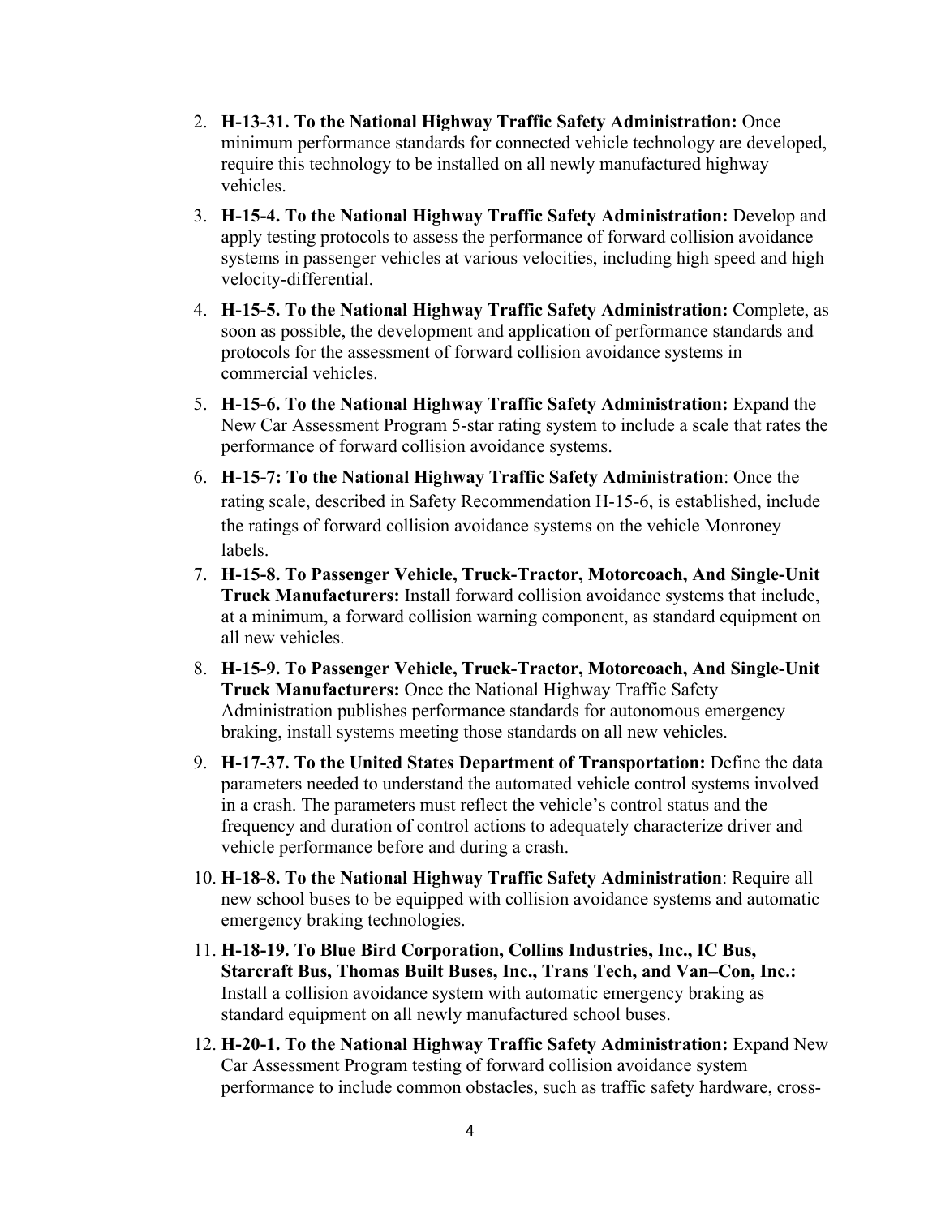2. **H-13-31. To the National Highway Traffic Safety Administration:** Once minimum performance standards for connected vehicle technology are developed, require this technology to be installed on all newly manufactured highway vehicles.
3. **H-15-4. To the National Highway Traffic Safety Administration:** Develop and apply testing protocols to assess the performance of forward collision avoidance systems in passenger vehicles at various velocities, including high speed and high velocity-differential.
4. **H-15-5. To the National Highway Traffic Safety Administration:** Complete, as soon as possible, the development and application of performance standards and protocols for the assessment of forward collision avoidance systems in commercial vehicles.
5. **H-15-6. To the National Highway Traffic Safety Administration:** Expand the New Car Assessment Program 5-star rating system to include a scale that rates the performance of forward collision avoidance systems.
6. **H-15-7: To the National Highway Traffic Safety Administration**: Once the rating scale, described in Safety Recommendation H-15-6, is established, include the ratings of forward collision avoidance systems on the vehicle Monroney labels.
7. **H-15-8. To Passenger Vehicle, Truck-Tractor, Motorcoach, And Single-Unit Truck Manufacturers:** Install forward collision avoidance systems that include, at a minimum, a forward collision warning component, as standard equipment on all new vehicles.
8. **H-15-9. To Passenger Vehicle, Truck-Tractor, Motorcoach, And Single-Unit Truck Manufacturers:** Once the National Highway Traffic Safety Administration publishes performance standards for autonomous emergency braking, install systems meeting those standards on all new vehicles.
9. **H-17-37. To the United States Department of Transportation:** Define the data parameters needed to understand the automated vehicle control systems involved in a crash. The parameters must reflect the vehicle's control status and the frequency and duration of control actions to adequately characterize driver and vehicle performance before and during a crash.
10. **H-18-8. To the National Highway Traffic Safety Administration**: Require all new school buses to be equipped with collision avoidance systems and automatic emergency braking technologies.
11. **H-18-19. To Blue Bird Corporation, Collins Industries, Inc., IC Bus, Starcraft Bus, Thomas Built Buses, Inc., Trans Tech, and Van–Con, Inc.:** Install a collision avoidance system with automatic emergency braking as standard equipment on all newly manufactured school buses.
12. **H-20-1. To the National Highway Traffic Safety Administration:** Expand New Car Assessment Program testing of forward collision avoidance system performance to include common obstacles, such as traffic safety hardware, cross-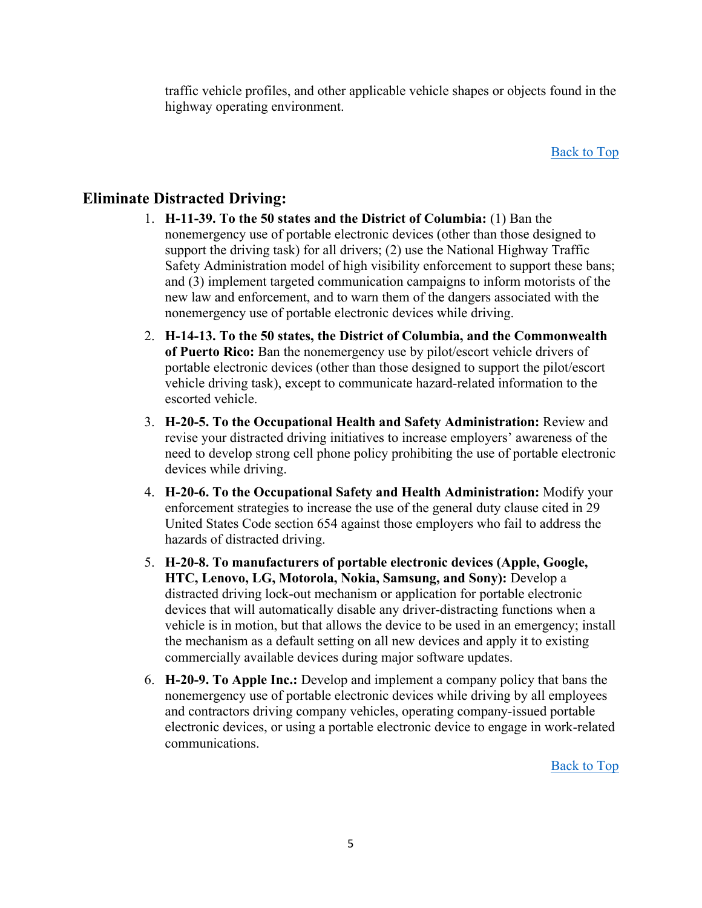traffic vehicle profiles, and other applicable vehicle shapes or objects found in the highway operating environment.

Back to Top

## Eliminate Distracted Driving:

1. **H-11-39. To the 50 states and the District of Columbia:** (1) Ban the nonemergency use of portable electronic devices (other than those designed to support the driving task) for all drivers; (2) use the National Highway Traffic Safety Administration model of high visibility enforcement to support these bans; and (3) implement targeted communication campaigns to inform motorists of the new law and enforcement, and to warn them of the dangers associated with the nonemergency use of portable electronic devices while driving.
2. **H-14-13. To the 50 states, the District of Columbia, and the Commonwealth of Puerto Rico:** Ban the nonemergency use by pilot/escort vehicle drivers of portable electronic devices (other than those designed to support the pilot/escort vehicle driving task), except to communicate hazard-related information to the escorted vehicle.
3. **H-20-5. To the Occupational Health and Safety Administration:** Review and revise your distracted driving initiatives to increase employers' awareness of the need to develop strong cell phone policy prohibiting the use of portable electronic devices while driving.
4. **H-20-6. To the Occupational Safety and Health Administration:** Modify your enforcement strategies to increase the use of the general duty clause cited in 29 United States Code section 654 against those employers who fail to address the hazards of distracted driving.
5. **H-20-8. To manufacturers of portable electronic devices (Apple, Google, HTC, Lenovo, LG, Motorola, Nokia, Samsung, and Sony):** Develop a distracted driving lock-out mechanism or application for portable electronic devices that will automatically disable any driver-distracting functions when a vehicle is in motion, but that allows the device to be used in an emergency; install the mechanism as a default setting on all new devices and apply it to existing commercially available devices during major software updates.
6. **H-20-9. To Apple Inc.:** Develop and implement a company policy that bans the nonemergency use of portable electronic devices while driving by all employees and contractors driving company vehicles, operating company-issued portable electronic devices, or using a portable electronic device to engage in work-related communications.

Back to Top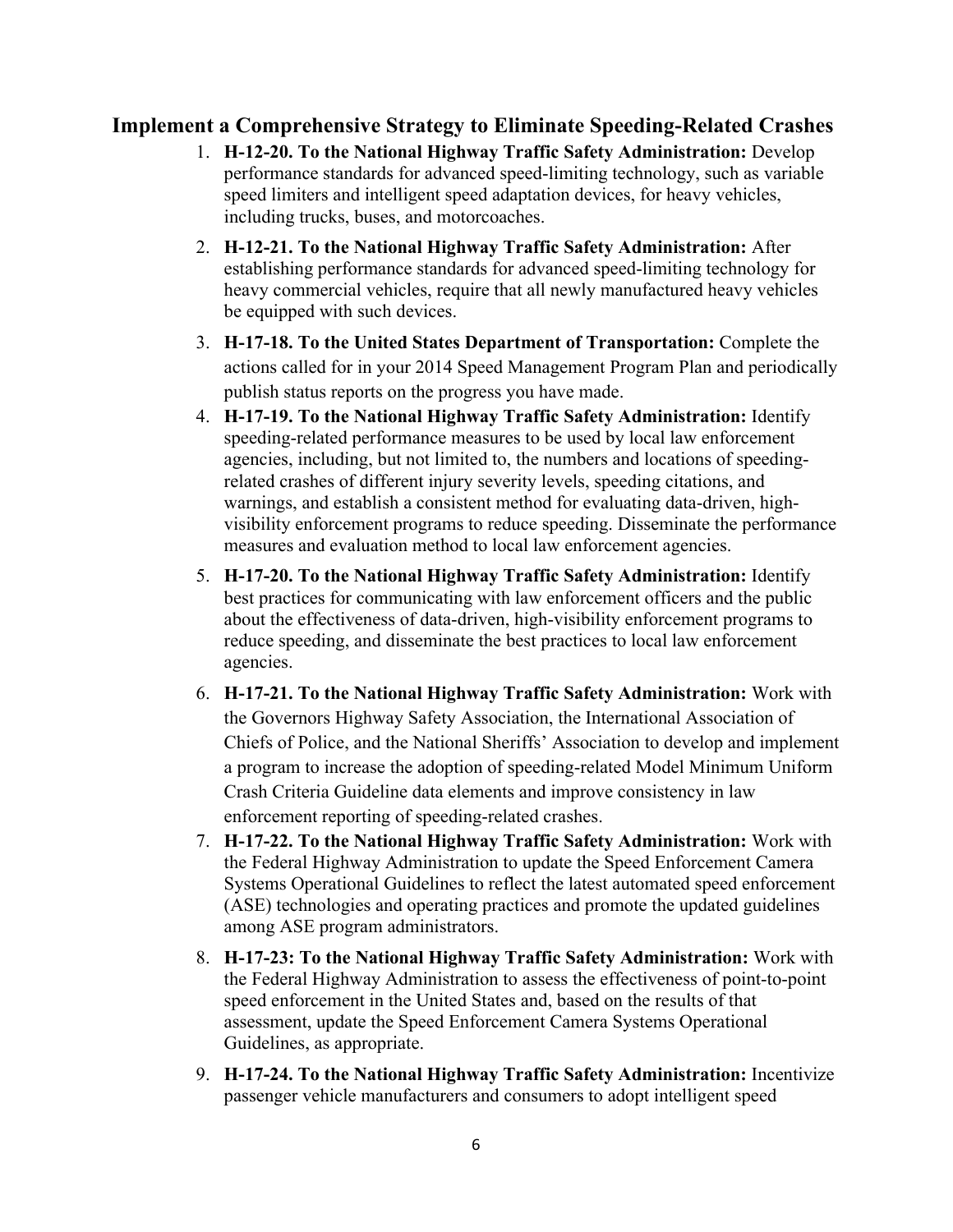## Implement a Comprehensive Strategy to Eliminate Speeding-Related Crashes

1. **H-12-20. To the National Highway Traffic Safety Administration:** Develop performance standards for advanced speed-limiting technology, such as variable speed limiters and intelligent speed adaptation devices, for heavy vehicles, including trucks, buses, and motorcoaches.
2. **H-12-21. To the National Highway Traffic Safety Administration:** After establishing performance standards for advanced speed-limiting technology for heavy commercial vehicles, require that all newly manufactured heavy vehicles be equipped with such devices.
3. **H-17-18. To the United States Department of Transportation:** Complete the actions called for in your 2014 Speed Management Program Plan and periodically publish status reports on the progress you have made.
4. **H-17-19. To the National Highway Traffic Safety Administration:** Identify speeding-related performance measures to be used by local law enforcement agencies, including, but not limited to, the numbers and locations of speeding-related crashes of different injury severity levels, speeding citations, and warnings, and establish a consistent method for evaluating data-driven, high-visibility enforcement programs to reduce speeding. Disseminate the performance measures and evaluation method to local law enforcement agencies.
5. **H-17-20. To the National Highway Traffic Safety Administration:** Identify best practices for communicating with law enforcement officers and the public about the effectiveness of data-driven, high-visibility enforcement programs to reduce speeding, and disseminate the best practices to local law enforcement agencies.
6. **H-17-21. To the National Highway Traffic Safety Administration:** Work with the Governors Highway Safety Association, the International Association of Chiefs of Police, and the National Sheriffs' Association to develop and implement a program to increase the adoption of speeding-related Model Minimum Uniform Crash Criteria Guideline data elements and improve consistency in law enforcement reporting of speeding-related crashes.
7. **H-17-22. To the National Highway Traffic Safety Administration:** Work with the Federal Highway Administration to update the Speed Enforcement Camera Systems Operational Guidelines to reflect the latest automated speed enforcement (ASE) technologies and operating practices and promote the updated guidelines among ASE program administrators.
8. **H-17-23: To the National Highway Traffic Safety Administration:** Work with the Federal Highway Administration to assess the effectiveness of point-to-point speed enforcement in the United States and, based on the results of that assessment, update the Speed Enforcement Camera Systems Operational Guidelines, as appropriate.
9. **H-17-24. To the National Highway Traffic Safety Administration:** Incentivize passenger vehicle manufacturers and consumers to adopt intelligent speed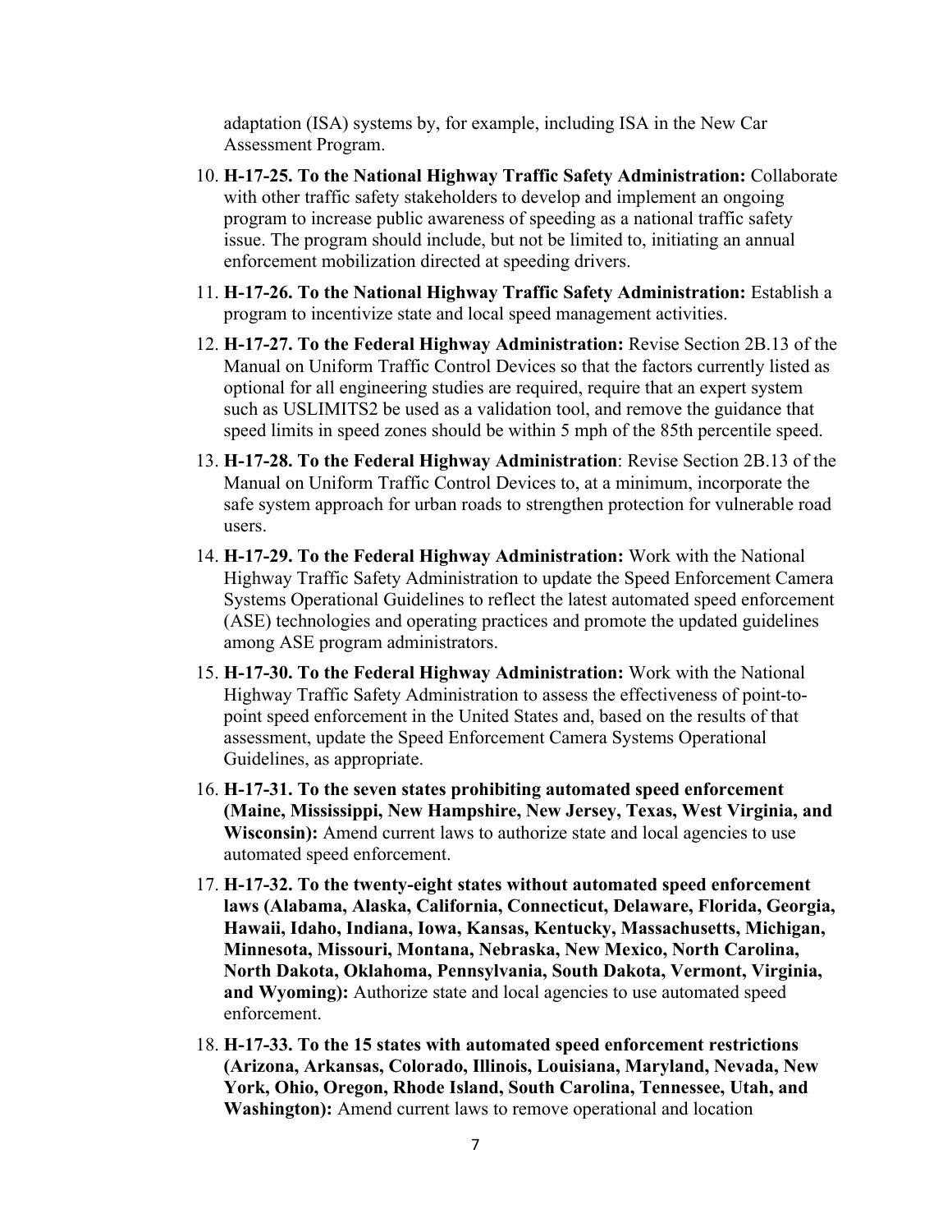adaptation (ISA) systems by, for example, including ISA in the New Car Assessment Program.

10. **H-17-25. To the National Highway Traffic Safety Administration:** Collaborate with other traffic safety stakeholders to develop and implement an ongoing program to increase public awareness of speeding as a national traffic safety issue. The program should include, but not be limited to, initiating an annual enforcement mobilization directed at speeding drivers.
11. **H-17-26. To the National Highway Traffic Safety Administration:** Establish a program to incentivize state and local speed management activities.
12. **H-17-27. To the Federal Highway Administration:** Revise Section 2B.13 of the Manual on Uniform Traffic Control Devices so that the factors currently listed as optional for all engineering studies are required, require that an expert system such as USLIMITS2 be used as a validation tool, and remove the guidance that speed limits in speed zones should be within 5 mph of the 85th percentile speed.
13. **H-17-28. To the Federal Highway Administration**: Revise Section 2B.13 of the Manual on Uniform Traffic Control Devices to, at a minimum, incorporate the safe system approach for urban roads to strengthen protection for vulnerable road users.
14. **H-17-29. To the Federal Highway Administration:** Work with the National Highway Traffic Safety Administration to update the Speed Enforcement Camera Systems Operational Guidelines to reflect the latest automated speed enforcement (ASE) technologies and operating practices and promote the updated guidelines among ASE program administrators.
15. **H-17-30. To the Federal Highway Administration:** Work with the National Highway Traffic Safety Administration to assess the effectiveness of point-to-point speed enforcement in the United States and, based on the results of that assessment, update the Speed Enforcement Camera Systems Operational Guidelines, as appropriate.
16. **H-17-31. To the seven states prohibiting automated speed enforcement (Maine, Mississippi, New Hampshire, New Jersey, Texas, West Virginia, and Wisconsin):** Amend current laws to authorize state and local agencies to use automated speed enforcement.
17. **H-17-32. To the twenty-eight states without automated speed enforcement laws (Alabama, Alaska, California, Connecticut, Delaware, Florida, Georgia, Hawaii, Idaho, Indiana, Iowa, Kansas, Kentucky, Massachusetts, Michigan, Minnesota, Missouri, Montana, Nebraska, New Mexico, North Carolina, North Dakota, Oklahoma, Pennsylvania, South Dakota, Vermont, Virginia, and Wyoming):** Authorize state and local agencies to use automated speed enforcement.
18. **H-17-33. To the 15 states with automated speed enforcement restrictions (Arizona, Arkansas, Colorado, Illinois, Louisiana, Maryland, Nevada, New York, Ohio, Oregon, Rhode Island, South Carolina, Tennessee, Utah, and Washington):** Amend current laws to remove operational and location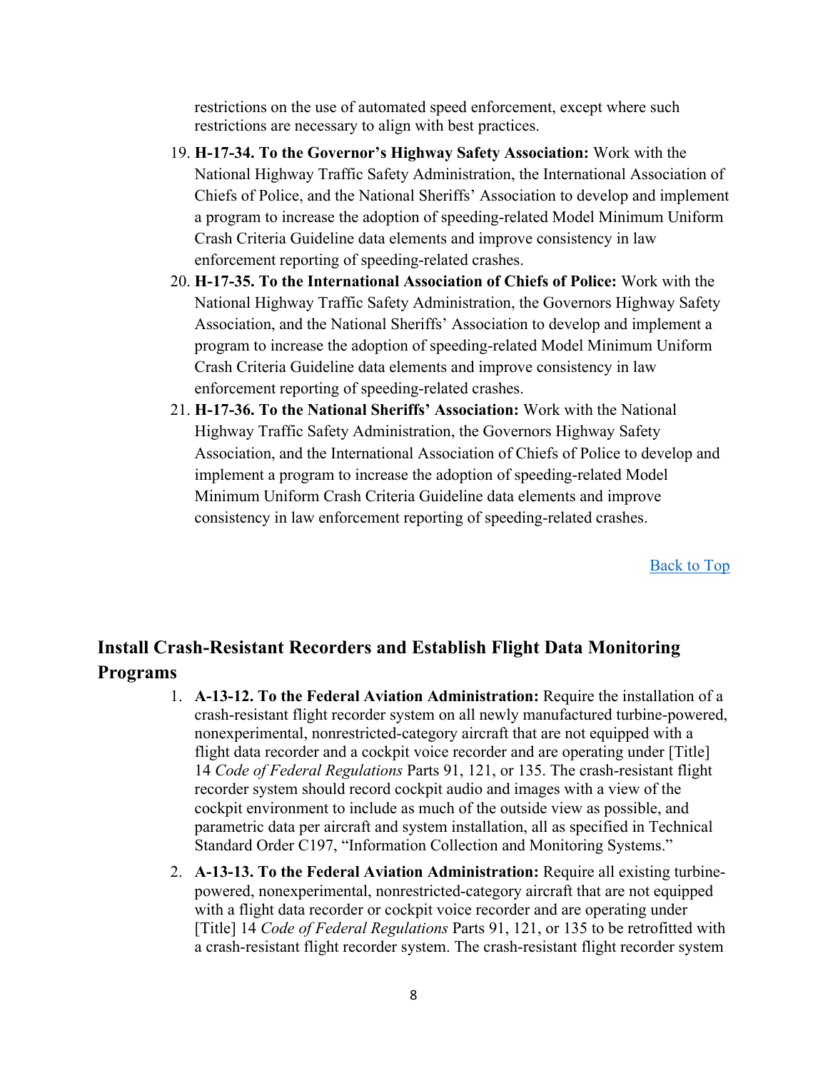restrictions on the use of automated speed enforcement, except where such restrictions are necessary to align with best practices.

19. **H-17-34. To the Governor's Highway Safety Association:** Work with the National Highway Traffic Safety Administration, the International Association of Chiefs of Police, and the National Sheriffs' Association to develop and implement a program to increase the adoption of speeding-related Model Minimum Uniform Crash Criteria Guideline data elements and improve consistency in law enforcement reporting of speeding-related crashes.
20. **H-17-35. To the International Association of Chiefs of Police:** Work with the National Highway Traffic Safety Administration, the Governors Highway Safety Association, and the National Sheriffs' Association to develop and implement a program to increase the adoption of speeding-related Model Minimum Uniform Crash Criteria Guideline data elements and improve consistency in law enforcement reporting of speeding-related crashes.
21. **H-17-36. To the National Sheriffs' Association:** Work with the National Highway Traffic Safety Administration, the Governors Highway Safety Association, and the International Association of Chiefs of Police to develop and implement a program to increase the adoption of speeding-related Model Minimum Uniform Crash Criteria Guideline data elements and improve consistency in law enforcement reporting of speeding-related crashes.

Back to Top

## Install Crash-Resistant Recorders and Establish Flight Data Monitoring Programs

1. **A-13-12. To the Federal Aviation Administration:** Require the installation of a crash-resistant flight recorder system on all newly manufactured turbine-powered, nonexperimental, nonrestricted-category aircraft that are not equipped with a flight data recorder and a cockpit voice recorder and are operating under [Title] 14 *Code of Federal Regulations* Parts 91, 121, or 135. The crash-resistant flight recorder system should record cockpit audio and images with a view of the cockpit environment to include as much of the outside view as possible, and parametric data per aircraft and system installation, all as specified in Technical Standard Order C197, "Information Collection and Monitoring Systems."
2. **A-13-13. To the Federal Aviation Administration:** Require all existing turbine-powered, nonexperimental, nonrestricted-category aircraft that are not equipped with a flight data recorder or cockpit voice recorder and are operating under [Title] 14 *Code of Federal Regulations* Parts 91, 121, or 135 to be retrofitted with a crash-resistant flight recorder system. The crash-resistant flight recorder system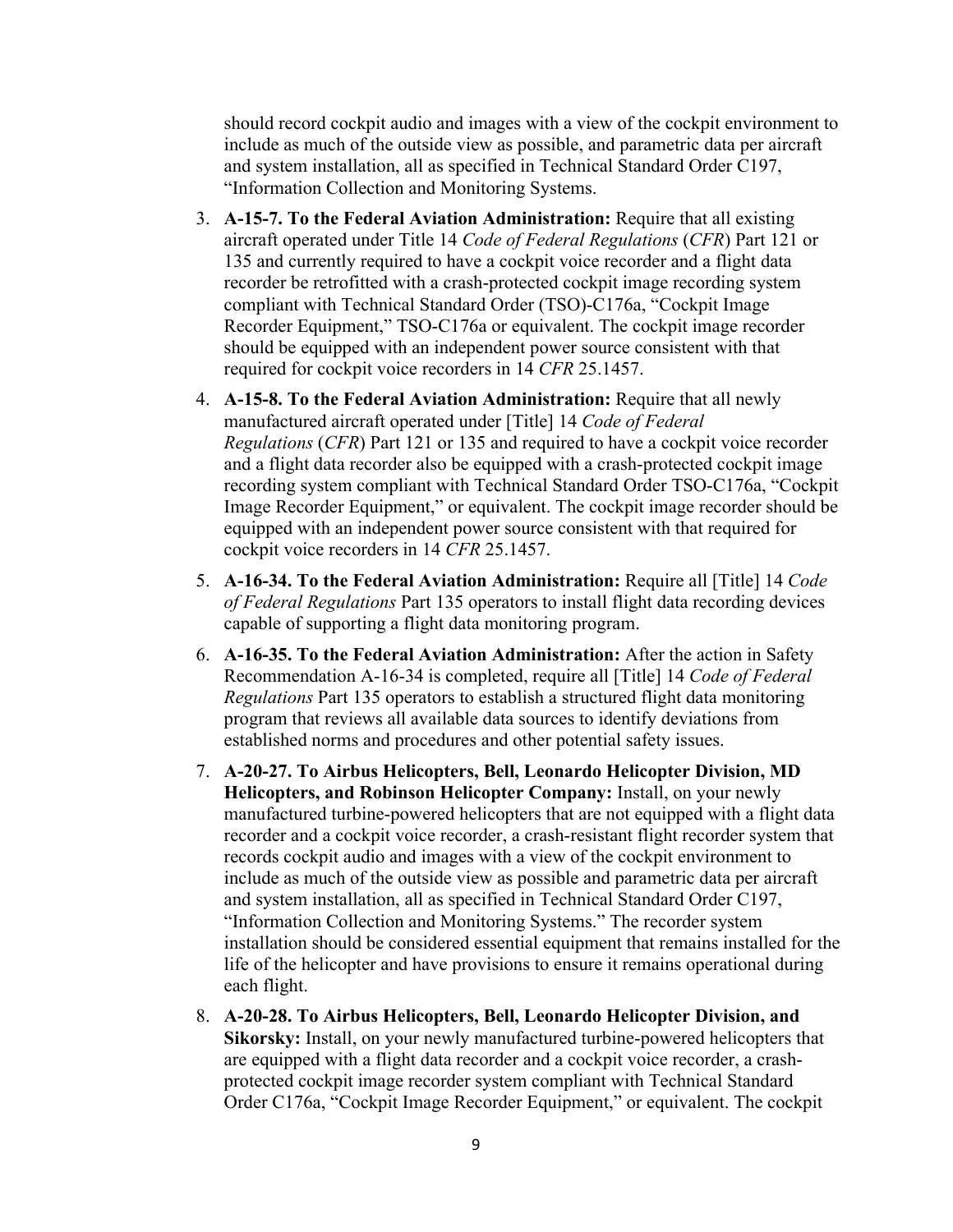should record cockpit audio and images with a view of the cockpit environment to include as much of the outside view as possible, and parametric data per aircraft and system installation, all as specified in Technical Standard Order C197, "Information Collection and Monitoring Systems.

3. **A-15-7. To the Federal Aviation Administration:** Require that all existing aircraft operated under Title 14 *Code of Federal Regulations* (*CFR*) Part 121 or 135 and currently required to have a cockpit voice recorder and a flight data recorder be retrofitted with a crash-protected cockpit image recording system compliant with Technical Standard Order (TSO)-C176a, "Cockpit Image Recorder Equipment," TSO-C176a or equivalent. The cockpit image recorder should be equipped with an independent power source consistent with that required for cockpit voice recorders in 14 *CFR* 25.1457.
4. **A-15-8. To the Federal Aviation Administration:** Require that all newly manufactured aircraft operated under [Title] 14 *Code of Federal Regulations* (*CFR*) Part 121 or 135 and required to have a cockpit voice recorder and a flight data recorder also be equipped with a crash-protected cockpit image recording system compliant with Technical Standard Order TSO-C176a, "Cockpit Image Recorder Equipment," or equivalent. The cockpit image recorder should be equipped with an independent power source consistent with that required for cockpit voice recorders in 14 *CFR* 25.1457.
5. **A-16-34. To the Federal Aviation Administration:** Require all [Title] 14 *Code of Federal Regulations* Part 135 operators to install flight data recording devices capable of supporting a flight data monitoring program.
6. **A-16-35. To the Federal Aviation Administration:** After the action in Safety Recommendation A-16-34 is completed, require all [Title] 14 *Code of Federal Regulations* Part 135 operators to establish a structured flight data monitoring program that reviews all available data sources to identify deviations from established norms and procedures and other potential safety issues.
7. **A-20-27. To Airbus Helicopters, Bell, Leonardo Helicopter Division, MD Helicopters, and Robinson Helicopter Company:** Install, on your newly manufactured turbine-powered helicopters that are not equipped with a flight data recorder and a cockpit voice recorder, a crash-resistant flight recorder system that records cockpit audio and images with a view of the cockpit environment to include as much of the outside view as possible and parametric data per aircraft and system installation, all as specified in Technical Standard Order C197, "Information Collection and Monitoring Systems." The recorder system installation should be considered essential equipment that remains installed for the life of the helicopter and have provisions to ensure it remains operational during each flight.
8. **A-20-28. To Airbus Helicopters, Bell, Leonardo Helicopter Division, and Sikorsky:** Install, on your newly manufactured turbine-powered helicopters that are equipped with a flight data recorder and a cockpit voice recorder, a crash-protected cockpit image recorder system compliant with Technical Standard Order C176a, "Cockpit Image Recorder Equipment," or equivalent. The cockpit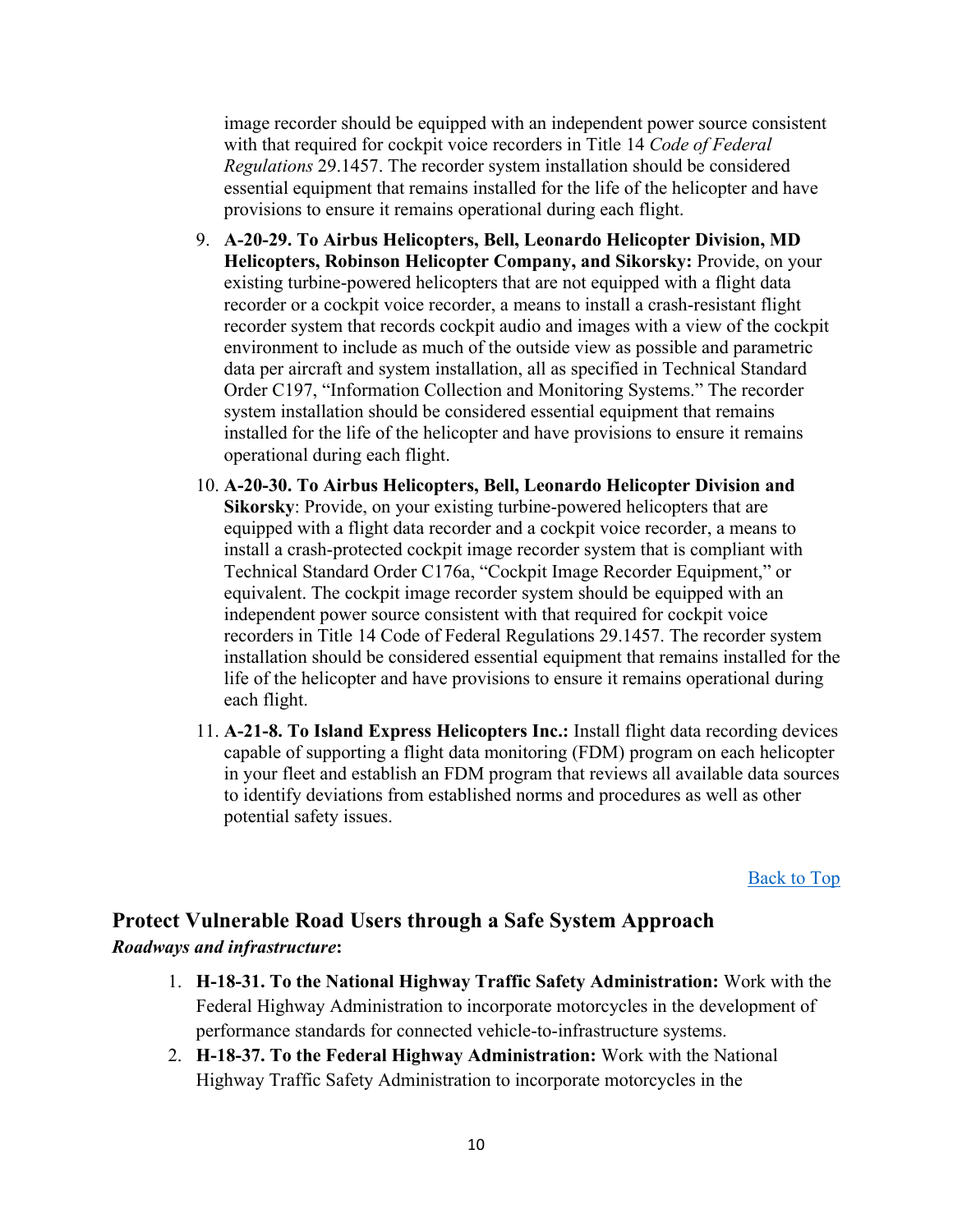image recorder should be equipped with an independent power source consistent with that required for cockpit voice recorders in Title 14 *Code of Federal Regulations* 29.1457. The recorder system installation should be considered essential equipment that remains installed for the life of the helicopter and have provisions to ensure it remains operational during each flight.

9. **A-20-29. To Airbus Helicopters, Bell, Leonardo Helicopter Division, MD Helicopters, Robinson Helicopter Company, and Sikorsky:** Provide, on your existing turbine-powered helicopters that are not equipped with a flight data recorder or a cockpit voice recorder, a means to install a crash-resistant flight recorder system that records cockpit audio and images with a view of the cockpit environment to include as much of the outside view as possible and parametric data per aircraft and system installation, all as specified in Technical Standard Order C197, "Information Collection and Monitoring Systems." The recorder system installation should be considered essential equipment that remains installed for the life of the helicopter and have provisions to ensure it remains operational during each flight.
10. **A-20-30. To Airbus Helicopters, Bell, Leonardo Helicopter Division and Sikorsky**: Provide, on your existing turbine-powered helicopters that are equipped with a flight data recorder and a cockpit voice recorder, a means to install a crash-protected cockpit image recorder system that is compliant with Technical Standard Order C176a, "Cockpit Image Recorder Equipment," or equivalent. The cockpit image recorder system should be equipped with an independent power source consistent with that required for cockpit voice recorders in Title 14 Code of Federal Regulations 29.1457. The recorder system installation should be considered essential equipment that remains installed for the life of the helicopter and have provisions to ensure it remains operational during each flight.
11. **A-21-8. To Island Express Helicopters Inc.:** Install flight data recording devices capable of supporting a flight data monitoring (FDM) program on each helicopter in your fleet and establish an FDM program that reviews all available data sources to identify deviations from established norms and procedures as well as other potential safety issues.

Back to Top

## Protect Vulnerable Road Users through a Safe System Approach

***Roadways and infrastructure*:**

1. **H-18-31. To the National Highway Traffic Safety Administration:** Work with the Federal Highway Administration to incorporate motorcycles in the development of performance standards for connected vehicle-to-infrastructure systems.
2. **H-18-37. To the Federal Highway Administration:** Work with the National Highway Traffic Safety Administration to incorporate motorcycles in the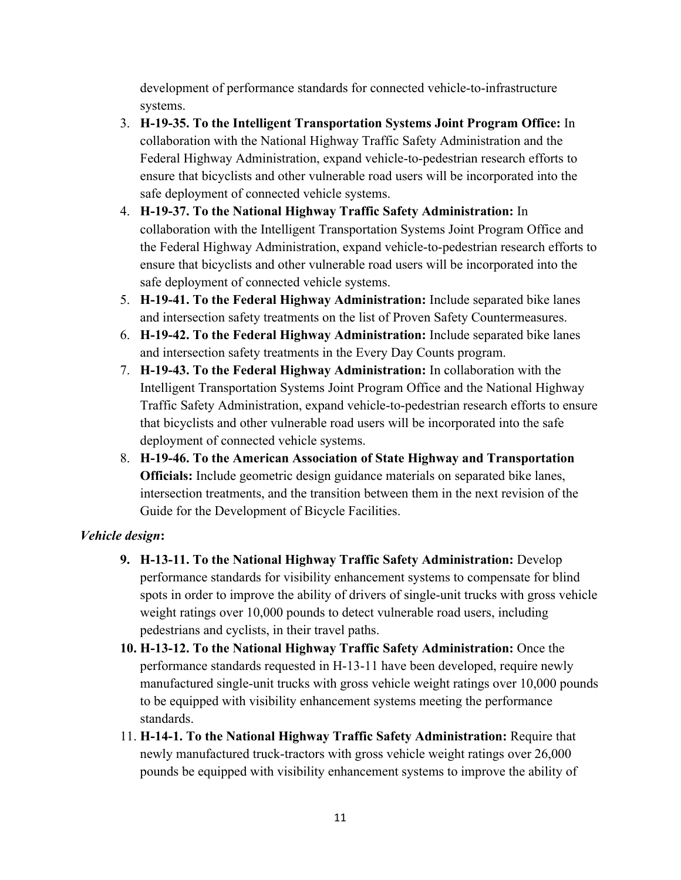development of performance standards for connected vehicle-to-infrastructure systems.

3. **H-19-35. To the Intelligent Transportation Systems Joint Program Office:** In collaboration with the National Highway Traffic Safety Administration and the Federal Highway Administration, expand vehicle-to-pedestrian research efforts to ensure that bicyclists and other vulnerable road users will be incorporated into the safe deployment of connected vehicle systems.
4. **H-19-37. To the National Highway Traffic Safety Administration:** In collaboration with the Intelligent Transportation Systems Joint Program Office and the Federal Highway Administration, expand vehicle-to-pedestrian research efforts to ensure that bicyclists and other vulnerable road users will be incorporated into the safe deployment of connected vehicle systems.
5. **H-19-41. To the Federal Highway Administration:** Include separated bike lanes and intersection safety treatments on the list of Proven Safety Countermeasures.
6. **H-19-42. To the Federal Highway Administration:** Include separated bike lanes and intersection safety treatments in the Every Day Counts program.
7. **H-19-43. To the Federal Highway Administration:** In collaboration with the Intelligent Transportation Systems Joint Program Office and the National Highway Traffic Safety Administration, expand vehicle-to-pedestrian research efforts to ensure that bicyclists and other vulnerable road users will be incorporated into the safe deployment of connected vehicle systems.
8. **H-19-46. To the American Association of State Highway and Transportation Officials:** Include geometric design guidance materials on separated bike lanes, intersection treatments, and the transition between them in the next revision of the Guide for the Development of Bicycle Facilities.

***Vehicle design*:**

9. **H-13-11. To the National Highway Traffic Safety Administration:** Develop performance standards for visibility enhancement systems to compensate for blind spots in order to improve the ability of drivers of single-unit trucks with gross vehicle weight ratings over 10,000 pounds to detect vulnerable road users, including pedestrians and cyclists, in their travel paths.
10. **H-13-12. To the National Highway Traffic Safety Administration:** Once the performance standards requested in H-13-11 have been developed, require newly manufactured single-unit trucks with gross vehicle weight ratings over 10,000 pounds to be equipped with visibility enhancement systems meeting the performance standards.
11. **H-14-1. To the National Highway Traffic Safety Administration:** Require that newly manufactured truck-tractors with gross vehicle weight ratings over 26,000 pounds be equipped with visibility enhancement systems to improve the ability of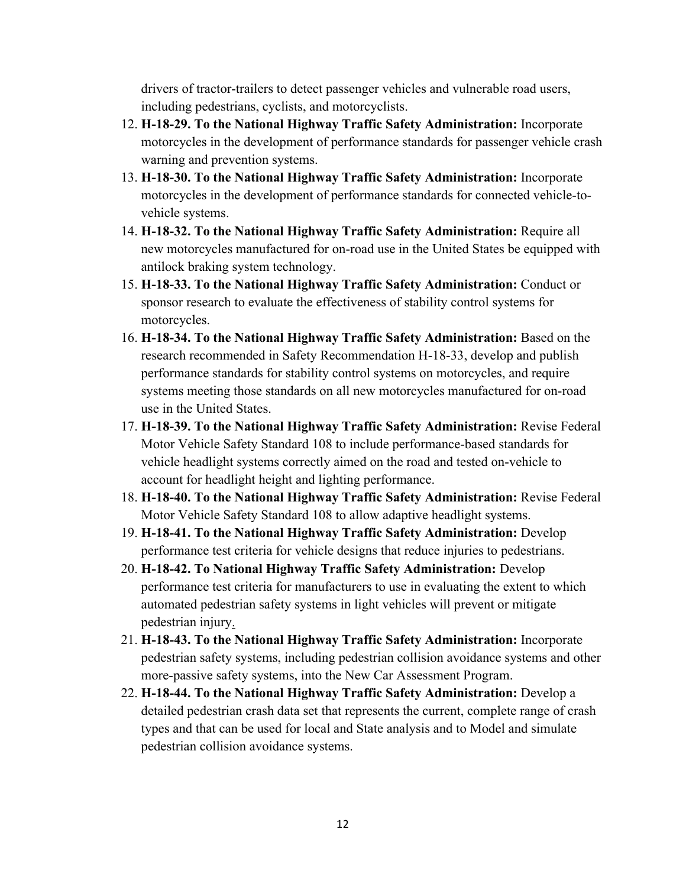drivers of tractor-trailers to detect passenger vehicles and vulnerable road users, including pedestrians, cyclists, and motorcyclists.

12. **H-18-29. To the National Highway Traffic Safety Administration:** Incorporate motorcycles in the development of performance standards for passenger vehicle crash warning and prevention systems.
13. **H-18-30. To the National Highway Traffic Safety Administration:** Incorporate motorcycles in the development of performance standards for connected vehicle-to-vehicle systems.
14. **H-18-32. To the National Highway Traffic Safety Administration:** Require all new motorcycles manufactured for on-road use in the United States be equipped with antilock braking system technology.
15. **H-18-33. To the National Highway Traffic Safety Administration:** Conduct or sponsor research to evaluate the effectiveness of stability control systems for motorcycles.
16. **H-18-34. To the National Highway Traffic Safety Administration:** Based on the research recommended in Safety Recommendation H-18-33, develop and publish performance standards for stability control systems on motorcycles, and require systems meeting those standards on all new motorcycles manufactured for on-road use in the United States.
17. **H-18-39. To the National Highway Traffic Safety Administration:** Revise Federal Motor Vehicle Safety Standard 108 to include performance-based standards for vehicle headlight systems correctly aimed on the road and tested on-vehicle to account for headlight height and lighting performance.
18. **H-18-40. To the National Highway Traffic Safety Administration:** Revise Federal Motor Vehicle Safety Standard 108 to allow adaptive headlight systems.
19. **H-18-41. To the National Highway Traffic Safety Administration:** Develop performance test criteria for vehicle designs that reduce injuries to pedestrians.
20. **H-18-42. To National Highway Traffic Safety Administration:** Develop performance test criteria for manufacturers to use in evaluating the extent to which automated pedestrian safety systems in light vehicles will prevent or mitigate pedestrian injury.
21. **H-18-43. To the National Highway Traffic Safety Administration:** Incorporate pedestrian safety systems, including pedestrian collision avoidance systems and other more-passive safety systems, into the New Car Assessment Program.
22. **H-18-44. To the National Highway Traffic Safety Administration:** Develop a detailed pedestrian crash data set that represents the current, complete range of crash types and that can be used for local and State analysis and to Model and simulate pedestrian collision avoidance systems.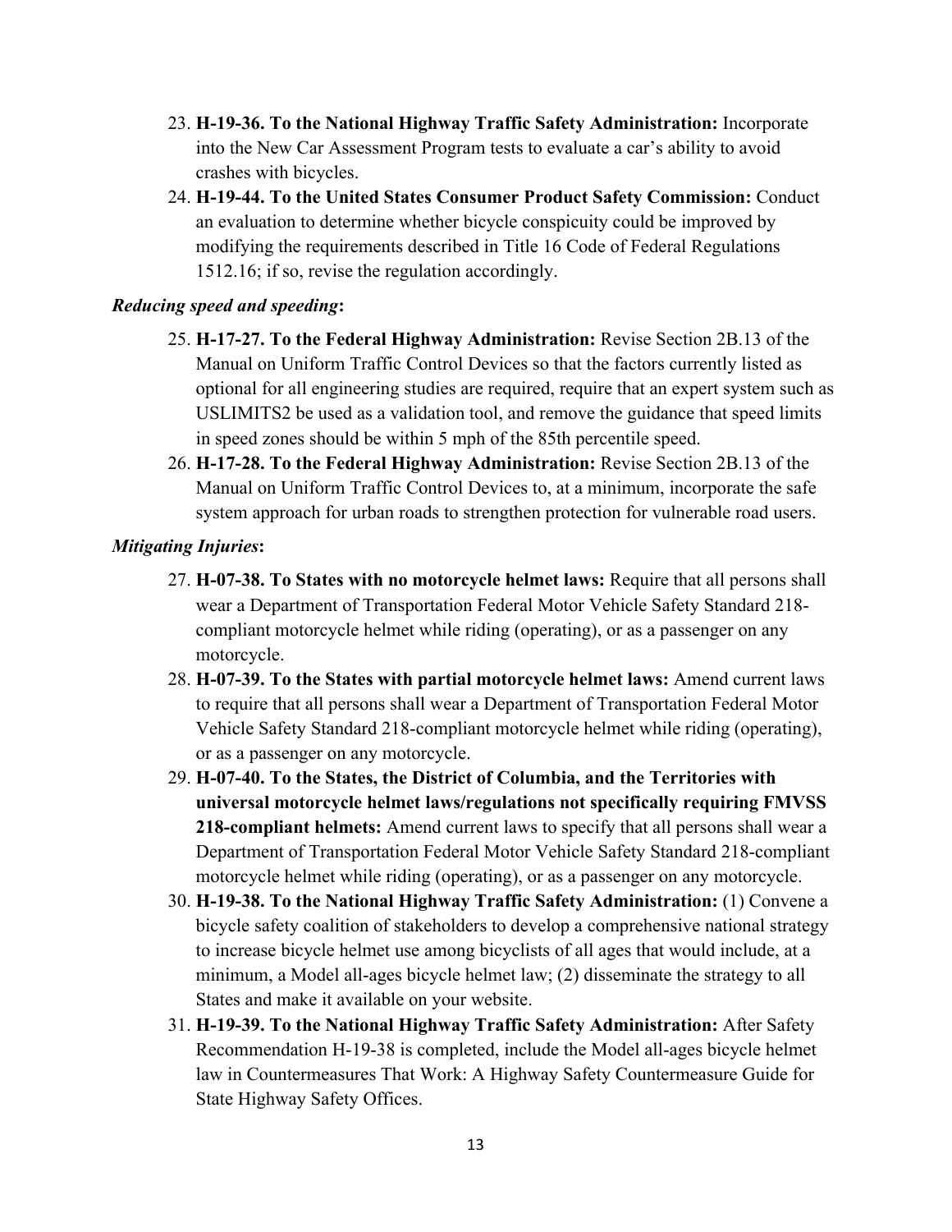23. **H-19-36. To the National Highway Traffic Safety Administration:** Incorporate into the New Car Assessment Program tests to evaluate a car's ability to avoid crashes with bicycles.
24. **H-19-44. To the United States Consumer Product Safety Commission:** Conduct an evaluation to determine whether bicycle conspicuity could be improved by modifying the requirements described in Title 16 Code of Federal Regulations 1512.16; if so, revise the regulation accordingly.

***Reducing speed and speeding*:**

25. **H-17-27. To the Federal Highway Administration:** Revise Section 2B.13 of the Manual on Uniform Traffic Control Devices so that the factors currently listed as optional for all engineering studies are required, require that an expert system such as USLIMITS2 be used as a validation tool, and remove the guidance that speed limits in speed zones should be within 5 mph of the 85th percentile speed.
26. **H-17-28. To the Federal Highway Administration:** Revise Section 2B.13 of the Manual on Uniform Traffic Control Devices to, at a minimum, incorporate the safe system approach for urban roads to strengthen protection for vulnerable road users.

***Mitigating Injuries*:**

27. **H-07-38. To States with no motorcycle helmet laws:** Require that all persons shall wear a Department of Transportation Federal Motor Vehicle Safety Standard 218-compliant motorcycle helmet while riding (operating), or as a passenger on any motorcycle.
28. **H-07-39. To the States with partial motorcycle helmet laws:** Amend current laws to require that all persons shall wear a Department of Transportation Federal Motor Vehicle Safety Standard 218-compliant motorcycle helmet while riding (operating), or as a passenger on any motorcycle.
29. **H-07-40. To the States, the District of Columbia, and the Territories with universal motorcycle helmet laws/regulations not specifically requiring FMVSS 218-compliant helmets:** Amend current laws to specify that all persons shall wear a Department of Transportation Federal Motor Vehicle Safety Standard 218-compliant motorcycle helmet while riding (operating), or as a passenger on any motorcycle.
30. **H-19-38. To the National Highway Traffic Safety Administration:** (1) Convene a bicycle safety coalition of stakeholders to develop a comprehensive national strategy to increase bicycle helmet use among bicyclists of all ages that would include, at a minimum, a Model all-ages bicycle helmet law; (2) disseminate the strategy to all States and make it available on your website.
31. **H-19-39. To the National Highway Traffic Safety Administration:** After Safety Recommendation H-19-38 is completed, include the Model all-ages bicycle helmet law in Countermeasures That Work: A Highway Safety Countermeasure Guide for State Highway Safety Offices.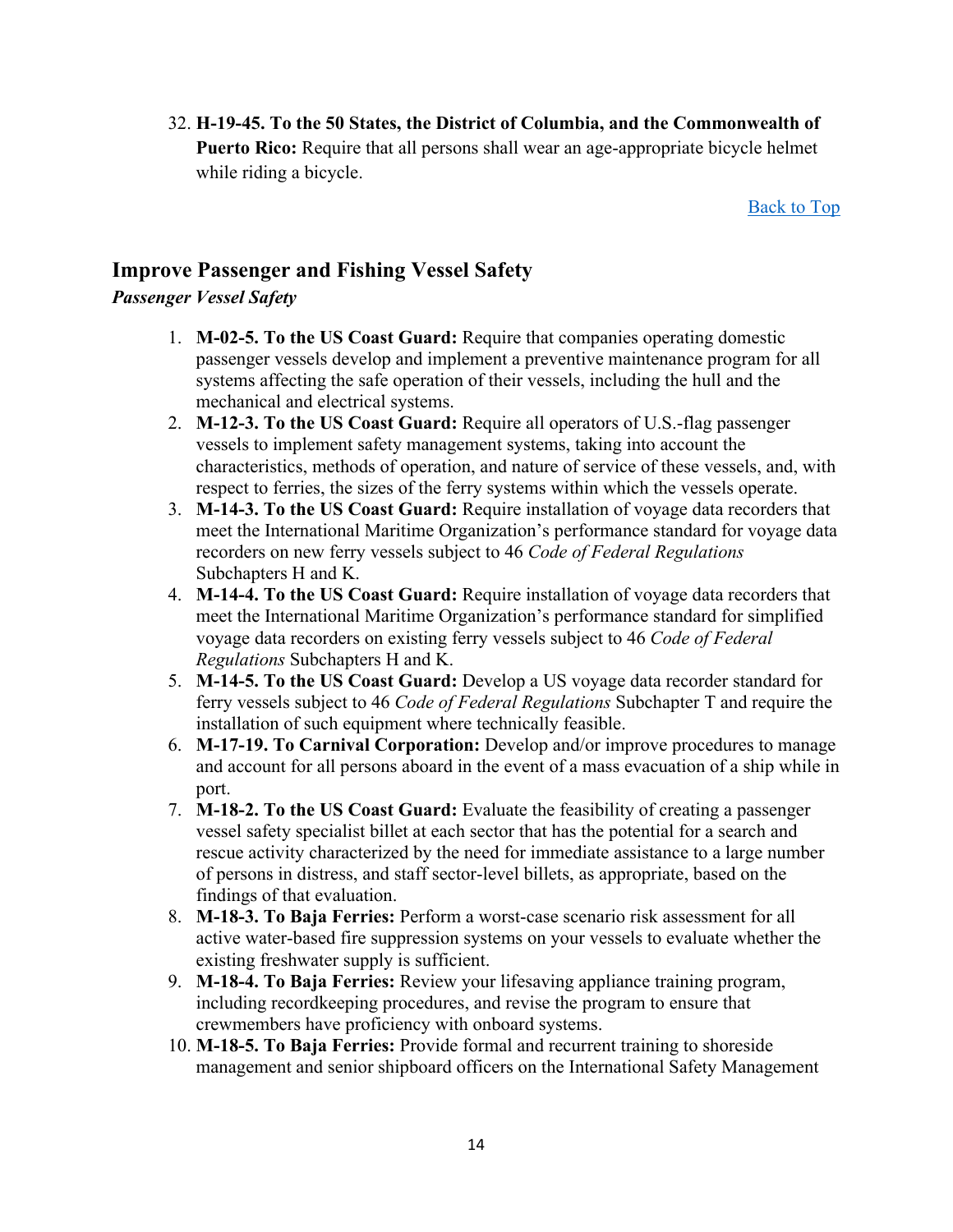32. **H-19-45. To the 50 States, the District of Columbia, and the Commonwealth of Puerto Rico:** Require that all persons shall wear an age-appropriate bicycle helmet while riding a bicycle.

[Back to Top]

## Improve Passenger and Fishing Vessel Safety

### *Passenger Vessel Safety*

1. **M-02-5. To the US Coast Guard:** Require that companies operating domestic passenger vessels develop and implement a preventive maintenance program for all systems affecting the safe operation of their vessels, including the hull and the mechanical and electrical systems.
2. **M-12-3. To the US Coast Guard:** Require all operators of U.S.-flag passenger vessels to implement safety management systems, taking into account the characteristics, methods of operation, and nature of service of these vessels, and, with respect to ferries, the sizes of the ferry systems within which the vessels operate.
3. **M-14-3. To the US Coast Guard:** Require installation of voyage data recorders that meet the International Maritime Organization's performance standard for voyage data recorders on new ferry vessels subject to 46 *Code of Federal Regulations* Subchapters H and K.
4. **M-14-4. To the US Coast Guard:** Require installation of voyage data recorders that meet the International Maritime Organization's performance standard for simplified voyage data recorders on existing ferry vessels subject to 46 *Code of Federal Regulations* Subchapters H and K.
5. **M-14-5. To the US Coast Guard:** Develop a US voyage data recorder standard for ferry vessels subject to 46 *Code of Federal Regulations* Subchapter T and require the installation of such equipment where technically feasible.
6. **M-17-19. To Carnival Corporation:** Develop and/or improve procedures to manage and account for all persons aboard in the event of a mass evacuation of a ship while in port.
7. **M-18-2. To the US Coast Guard:** Evaluate the feasibility of creating a passenger vessel safety specialist billet at each sector that has the potential for a search and rescue activity characterized by the need for immediate assistance to a large number of persons in distress, and staff sector-level billets, as appropriate, based on the findings of that evaluation.
8. **M-18-3. To Baja Ferries:** Perform a worst-case scenario risk assessment for all active water-based fire suppression systems on your vessels to evaluate whether the existing freshwater supply is sufficient.
9. **M-18-4. To Baja Ferries:** Review your lifesaving appliance training program, including recordkeeping procedures, and revise the program to ensure that crewmembers have proficiency with onboard systems.
10. **M-18-5. To Baja Ferries:** Provide formal and recurrent training to shoreside management and senior shipboard officers on the International Safety Management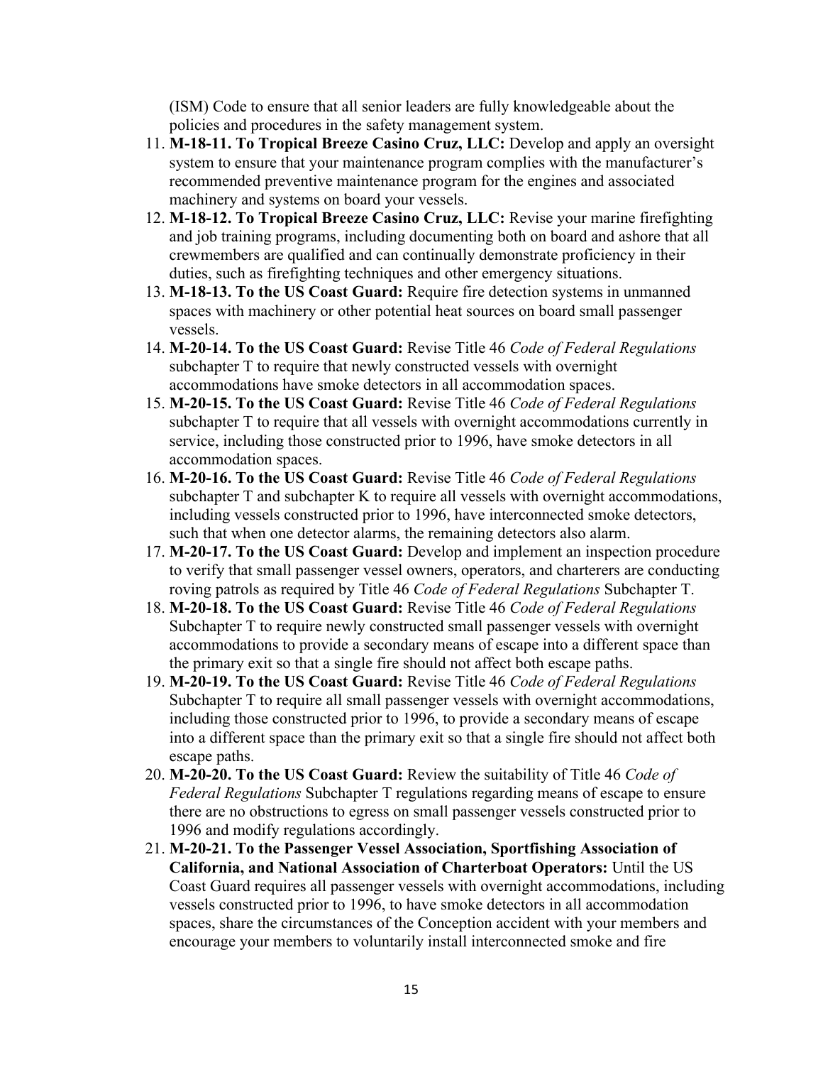(ISM) Code to ensure that all senior leaders are fully knowledgeable about the policies and procedures in the safety management system.

11. **M-18-11. To Tropical Breeze Casino Cruz, LLC:** Develop and apply an oversight system to ensure that your maintenance program complies with the manufacturer's recommended preventive maintenance program for the engines and associated machinery and systems on board your vessels.
12. **M-18-12. To Tropical Breeze Casino Cruz, LLC:** Revise your marine firefighting and job training programs, including documenting both on board and ashore that all crewmembers are qualified and can continually demonstrate proficiency in their duties, such as firefighting techniques and other emergency situations.
13. **M-18-13. To the US Coast Guard:** Require fire detection systems in unmanned spaces with machinery or other potential heat sources on board small passenger vessels.
14. **M-20-14. To the US Coast Guard:** Revise Title 46 *Code of Federal Regulations* subchapter T to require that newly constructed vessels with overnight accommodations have smoke detectors in all accommodation spaces.
15. **M-20-15. To the US Coast Guard:** Revise Title 46 *Code of Federal Regulations* subchapter T to require that all vessels with overnight accommodations currently in service, including those constructed prior to 1996, have smoke detectors in all accommodation spaces.
16. **M-20-16. To the US Coast Guard:** Revise Title 46 *Code of Federal Regulations* subchapter T and subchapter K to require all vessels with overnight accommodations, including vessels constructed prior to 1996, have interconnected smoke detectors, such that when one detector alarms, the remaining detectors also alarm.
17. **M-20-17. To the US Coast Guard:** Develop and implement an inspection procedure to verify that small passenger vessel owners, operators, and charterers are conducting roving patrols as required by Title 46 *Code of Federal Regulations* Subchapter T.
18. **M-20-18. To the US Coast Guard:** Revise Title 46 *Code of Federal Regulations* Subchapter T to require newly constructed small passenger vessels with overnight accommodations to provide a secondary means of escape into a different space than the primary exit so that a single fire should not affect both escape paths.
19. **M-20-19. To the US Coast Guard:** Revise Title 46 *Code of Federal Regulations* Subchapter T to require all small passenger vessels with overnight accommodations, including those constructed prior to 1996, to provide a secondary means of escape into a different space than the primary exit so that a single fire should not affect both escape paths.
20. **M-20-20. To the US Coast Guard:** Review the suitability of Title 46 *Code of Federal Regulations* Subchapter T regulations regarding means of escape to ensure there are no obstructions to egress on small passenger vessels constructed prior to 1996 and modify regulations accordingly.
21. **M-20-21. To the Passenger Vessel Association, Sportfishing Association of California, and National Association of Charterboat Operators:** Until the US Coast Guard requires all passenger vessels with overnight accommodations, including vessels constructed prior to 1996, to have smoke detectors in all accommodation spaces, share the circumstances of the Conception accident with your members and encourage your members to voluntarily install interconnected smoke and fire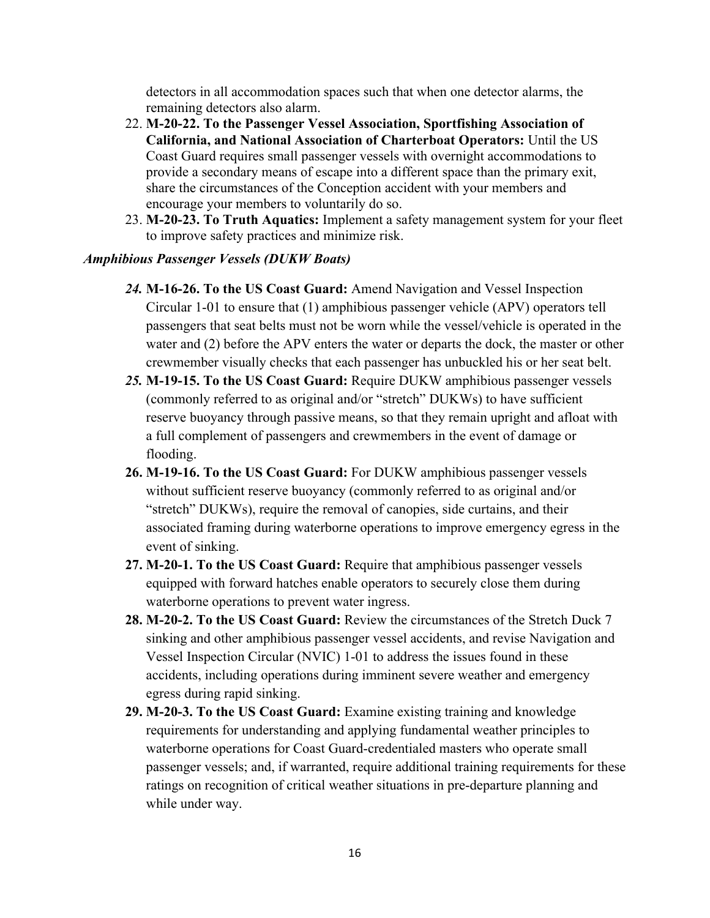detectors in all accommodation spaces such that when one detector alarms, the remaining detectors also alarm.

22. **M-20-22. To the Passenger Vessel Association, Sportfishing Association of California, and National Association of Charterboat Operators:** Until the US Coast Guard requires small passenger vessels with overnight accommodations to provide a secondary means of escape into a different space than the primary exit, share the circumstances of the Conception accident with your members and encourage your members to voluntarily do so.
23. **M-20-23. To Truth Aquatics:** Implement a safety management system for your fleet to improve safety practices and minimize risk.

***Amphibious Passenger Vessels (DUKW Boats)***

24. **M-16-26. To the US Coast Guard:** Amend Navigation and Vessel Inspection Circular 1-01 to ensure that (1) amphibious passenger vehicle (APV) operators tell passengers that seat belts must not be worn while the vessel/vehicle is operated in the water and (2) before the APV enters the water or departs the dock, the master or other crewmember visually checks that each passenger has unbuckled his or her seat belt.
25. **M-19-15. To the US Coast Guard:** Require DUKW amphibious passenger vessels (commonly referred to as original and/or "stretch" DUKWs) to have sufficient reserve buoyancy through passive means, so that they remain upright and afloat with a full complement of passengers and crewmembers in the event of damage or flooding.
26. **M-19-16. To the US Coast Guard:** For DUKW amphibious passenger vessels without sufficient reserve buoyancy (commonly referred to as original and/or "stretch" DUKWs), require the removal of canopies, side curtains, and their associated framing during waterborne operations to improve emergency egress in the event of sinking.
27. **M-20-1. To the US Coast Guard:** Require that amphibious passenger vessels equipped with forward hatches enable operators to securely close them during waterborne operations to prevent water ingress.
28. **M-20-2. To the US Coast Guard:** Review the circumstances of the Stretch Duck 7 sinking and other amphibious passenger vessel accidents, and revise Navigation and Vessel Inspection Circular (NVIC) 1-01 to address the issues found in these accidents, including operations during imminent severe weather and emergency egress during rapid sinking.
29. **M-20-3. To the US Coast Guard:** Examine existing training and knowledge requirements for understanding and applying fundamental weather principles to waterborne operations for Coast Guard-credentialed masters who operate small passenger vessels; and, if warranted, require additional training requirements for these ratings on recognition of critical weather situations in pre-departure planning and while under way.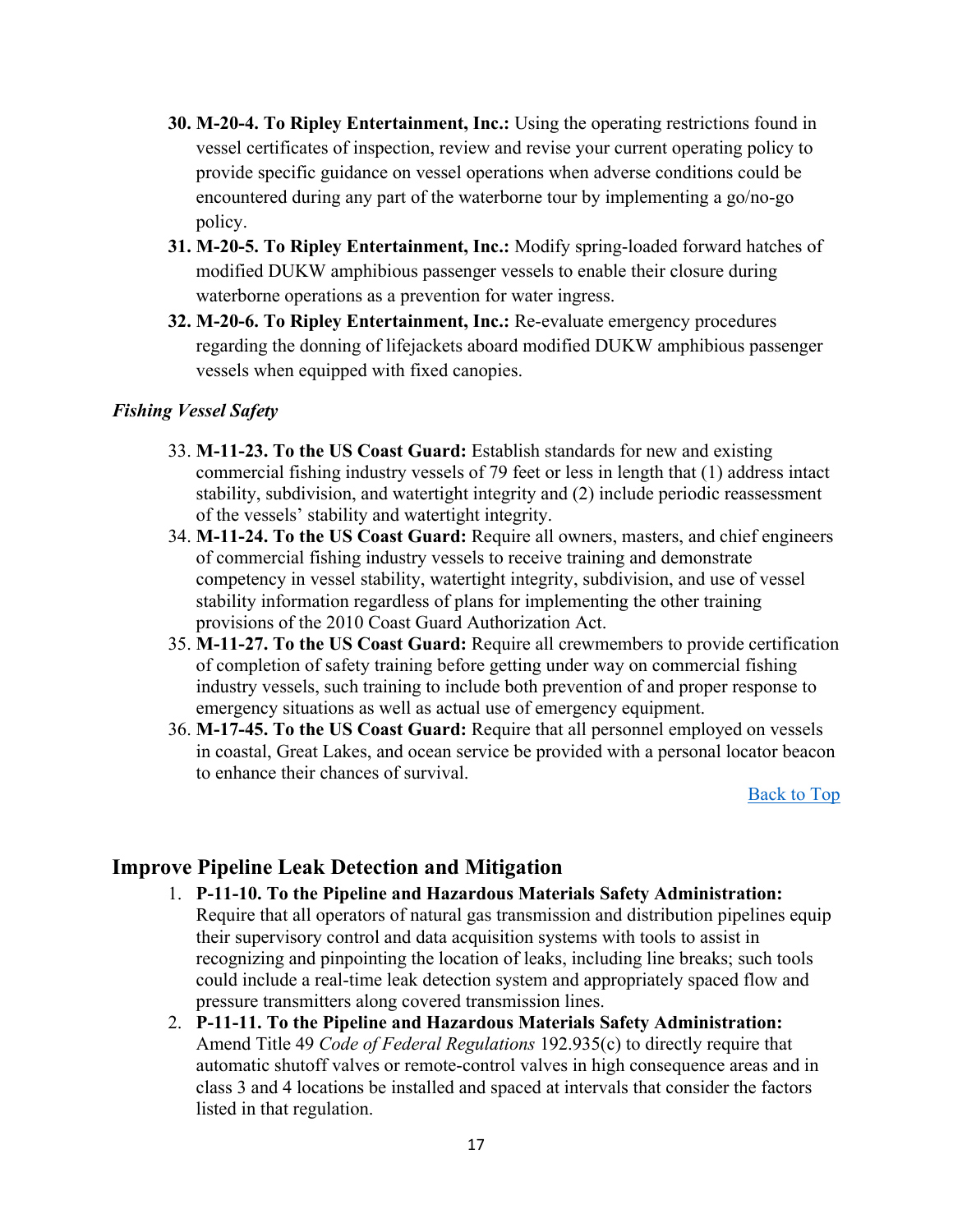30. **M-20-4. To Ripley Entertainment, Inc.:** Using the operating restrictions found in vessel certificates of inspection, review and revise your current operating policy to provide specific guidance on vessel operations when adverse conditions could be encountered during any part of the waterborne tour by implementing a go/no-go policy.
31. **M-20-5. To Ripley Entertainment, Inc.:** Modify spring-loaded forward hatches of modified DUKW amphibious passenger vessels to enable their closure during waterborne operations as a prevention for water ingress.
32. **M-20-6. To Ripley Entertainment, Inc.:** Re-evaluate emergency procedures regarding the donning of lifejackets aboard modified DUKW amphibious passenger vessels when equipped with fixed canopies.

*Fishing Vessel Safety*

33. **M-11-23. To the US Coast Guard:** Establish standards for new and existing commercial fishing industry vessels of 79 feet or less in length that (1) address intact stability, subdivision, and watertight integrity and (2) include periodic reassessment of the vessels' stability and watertight integrity.
34. **M-11-24. To the US Coast Guard:** Require all owners, masters, and chief engineers of commercial fishing industry vessels to receive training and demonstrate competency in vessel stability, watertight integrity, subdivision, and use of vessel stability information regardless of plans for implementing the other training provisions of the 2010 Coast Guard Authorization Act.
35. **M-11-27. To the US Coast Guard:** Require all crewmembers to provide certification of completion of safety training before getting under way on commercial fishing industry vessels, such training to include both prevention of and proper response to emergency situations as well as actual use of emergency equipment.
36. **M-17-45. To the US Coast Guard:** Require that all personnel employed on vessels in coastal, Great Lakes, and ocean service be provided with a personal locator beacon to enhance their chances of survival.

[Back to Top]

## Improve Pipeline Leak Detection and Mitigation

1. **P-11-10. To the Pipeline and Hazardous Materials Safety Administration:** Require that all operators of natural gas transmission and distribution pipelines equip their supervisory control and data acquisition systems with tools to assist in recognizing and pinpointing the location of leaks, including line breaks; such tools could include a real-time leak detection system and appropriately spaced flow and pressure transmitters along covered transmission lines.
2. **P-11-11. To the Pipeline and Hazardous Materials Safety Administration:** Amend Title 49 *Code of Federal Regulations* 192.935(c) to directly require that automatic shutoff valves or remote-control valves in high consequence areas and in class 3 and 4 locations be installed and spaced at intervals that consider the factors listed in that regulation.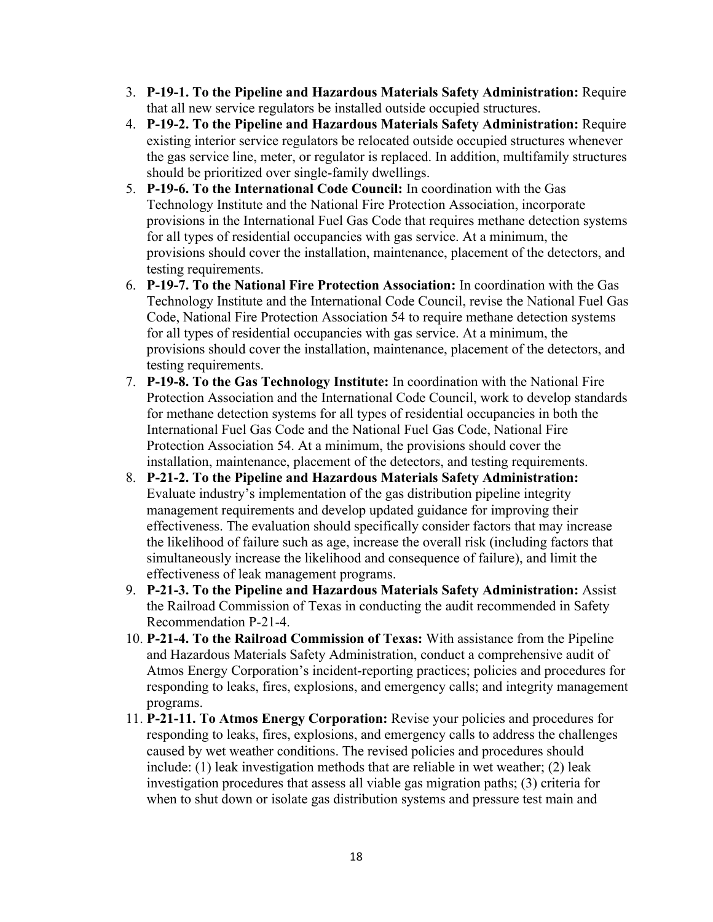3. **P-19-1. To the Pipeline and Hazardous Materials Safety Administration:** Require that all new service regulators be installed outside occupied structures.
4. **P-19-2. To the Pipeline and Hazardous Materials Safety Administration:** Require existing interior service regulators be relocated outside occupied structures whenever the gas service line, meter, or regulator is replaced. In addition, multifamily structures should be prioritized over single-family dwellings.
5. **P-19-6. To the International Code Council:** In coordination with the Gas Technology Institute and the National Fire Protection Association, incorporate provisions in the International Fuel Gas Code that requires methane detection systems for all types of residential occupancies with gas service. At a minimum, the provisions should cover the installation, maintenance, placement of the detectors, and testing requirements.
6. **P-19-7. To the National Fire Protection Association:** In coordination with the Gas Technology Institute and the International Code Council, revise the National Fuel Gas Code, National Fire Protection Association 54 to require methane detection systems for all types of residential occupancies with gas service. At a minimum, the provisions should cover the installation, maintenance, placement of the detectors, and testing requirements.
7. **P-19-8. To the Gas Technology Institute:** In coordination with the National Fire Protection Association and the International Code Council, work to develop standards for methane detection systems for all types of residential occupancies in both the International Fuel Gas Code and the National Fuel Gas Code, National Fire Protection Association 54. At a minimum, the provisions should cover the installation, maintenance, placement of the detectors, and testing requirements.
8. **P-21-2. To the Pipeline and Hazardous Materials Safety Administration:** Evaluate industry's implementation of the gas distribution pipeline integrity management requirements and develop updated guidance for improving their effectiveness. The evaluation should specifically consider factors that may increase the likelihood of failure such as age, increase the overall risk (including factors that simultaneously increase the likelihood and consequence of failure), and limit the effectiveness of leak management programs.
9. **P-21-3. To the Pipeline and Hazardous Materials Safety Administration:** Assist the Railroad Commission of Texas in conducting the audit recommended in Safety Recommendation P-21-4.
10. **P-21-4. To the Railroad Commission of Texas:** With assistance from the Pipeline and Hazardous Materials Safety Administration, conduct a comprehensive audit of Atmos Energy Corporation's incident-reporting practices; policies and procedures for responding to leaks, fires, explosions, and emergency calls; and integrity management programs.
11. **P-21-11. To Atmos Energy Corporation:** Revise your policies and procedures for responding to leaks, fires, explosions, and emergency calls to address the challenges caused by wet weather conditions. The revised policies and procedures should include: (1) leak investigation methods that are reliable in wet weather; (2) leak investigation procedures that assess all viable gas migration paths; (3) criteria for when to shut down or isolate gas distribution systems and pressure test main and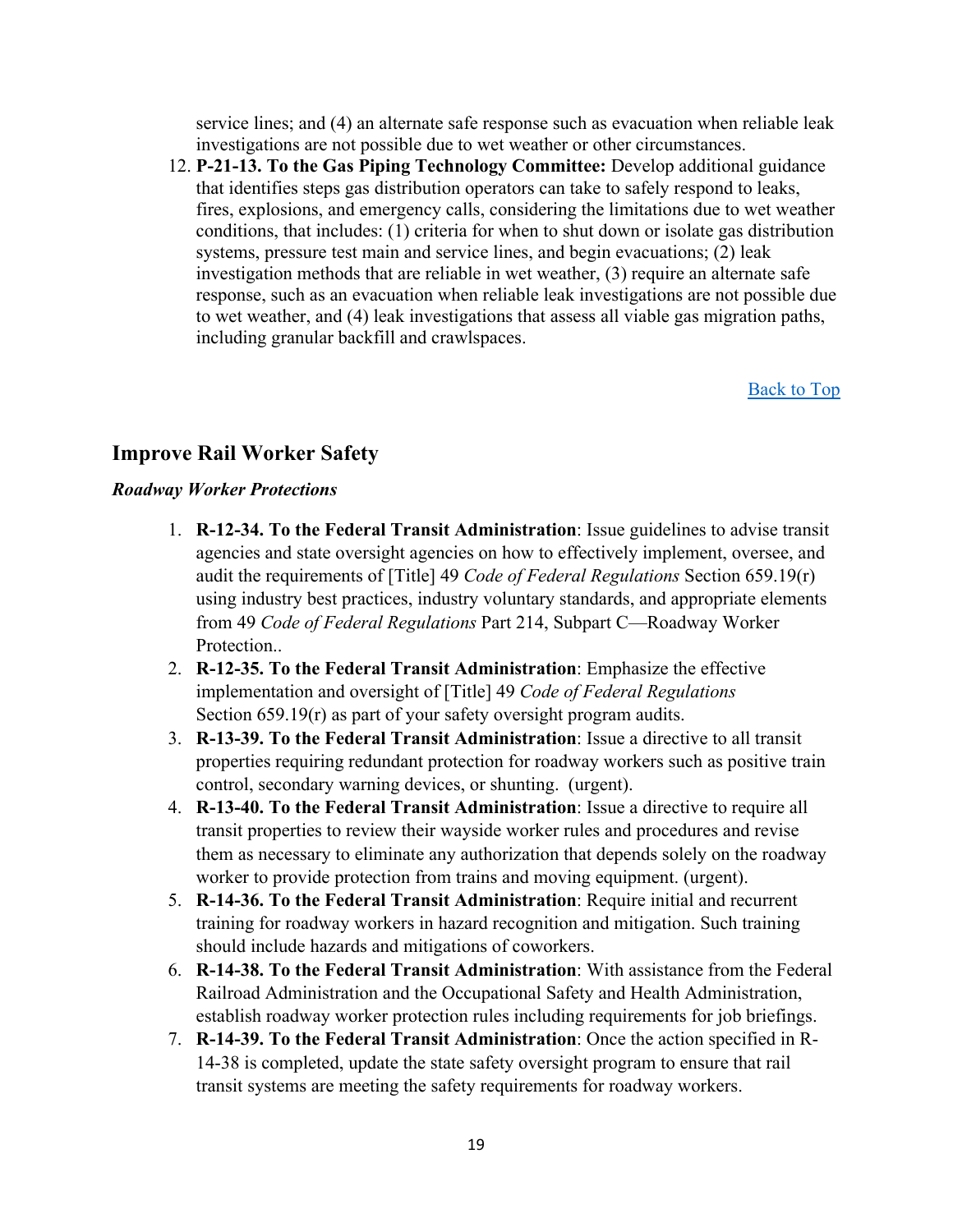service lines; and (4) an alternate safe response such as evacuation when reliable leak investigations are not possible due to wet weather or other circumstances.

12. **P-21-13. To the Gas Piping Technology Committee:** Develop additional guidance that identifies steps gas distribution operators can take to safely respond to leaks, fires, explosions, and emergency calls, considering the limitations due to wet weather conditions, that includes: (1) criteria for when to shut down or isolate gas distribution systems, pressure test main and service lines, and begin evacuations; (2) leak investigation methods that are reliable in wet weather, (3) require an alternate safe response, such as an evacuation when reliable leak investigations are not possible due to wet weather, and (4) leak investigations that assess all viable gas migration paths, including granular backfill and crawlspaces.

Back to Top

## Improve Rail Worker Safety

### *Roadway Worker Protections*

1. **R-12-34. To the Federal Transit Administration**: Issue guidelines to advise transit agencies and state oversight agencies on how to effectively implement, oversee, and audit the requirements of [Title] 49 *Code of Federal Regulations* Section 659.19(r) using industry best practices, industry voluntary standards, and appropriate elements from 49 *Code of Federal Regulations* Part 214, Subpart C—Roadway Worker Protection..
2. **R-12-35. To the Federal Transit Administration**: Emphasize the effective implementation and oversight of [Title] 49 *Code of Federal Regulations* Section 659.19(r) as part of your safety oversight program audits.
3. **R-13-39. To the Federal Transit Administration**: Issue a directive to all transit properties requiring redundant protection for roadway workers such as positive train control, secondary warning devices, or shunting. (urgent).
4. **R-13-40. To the Federal Transit Administration**: Issue a directive to require all transit properties to review their wayside worker rules and procedures and revise them as necessary to eliminate any authorization that depends solely on the roadway worker to provide protection from trains and moving equipment. (urgent).
5. **R-14-36. To the Federal Transit Administration**: Require initial and recurrent training for roadway workers in hazard recognition and mitigation. Such training should include hazards and mitigations of coworkers.
6. **R-14-38. To the Federal Transit Administration**: With assistance from the Federal Railroad Administration and the Occupational Safety and Health Administration, establish roadway worker protection rules including requirements for job briefings.
7. **R-14-39. To the Federal Transit Administration**: Once the action specified in R-14-38 is completed, update the state safety oversight program to ensure that rail transit systems are meeting the safety requirements for roadway workers.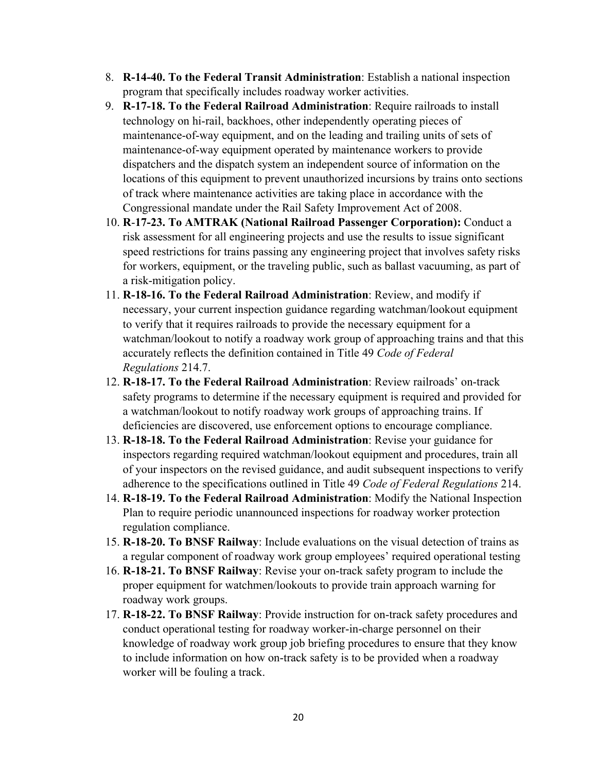8. **R-14-40. To the Federal Transit Administration**: Establish a national inspection program that specifically includes roadway worker activities.
9. **R-17-18. To the Federal Railroad Administration**: Require railroads to install technology on hi-rail, backhoes, other independently operating pieces of maintenance-of-way equipment, and on the leading and trailing units of sets of maintenance-of-way equipment operated by maintenance workers to provide dispatchers and the dispatch system an independent source of information on the locations of this equipment to prevent unauthorized incursions by trains onto sections of track where maintenance activities are taking place in accordance with the Congressional mandate under the Rail Safety Improvement Act of 2008.
10. **R-17-23. To AMTRAK (National Railroad Passenger Corporation):** Conduct a risk assessment for all engineering projects and use the results to issue significant speed restrictions for trains passing any engineering project that involves safety risks for workers, equipment, or the traveling public, such as ballast vacuuming, as part of a risk-mitigation policy.
11. **R-18-16. To the Federal Railroad Administration**: Review, and modify if necessary, your current inspection guidance regarding watchman/lookout equipment to verify that it requires railroads to provide the necessary equipment for a watchman/lookout to notify a roadway work group of approaching trains and that this accurately reflects the definition contained in Title 49 *Code of Federal Regulations* 214.7.
12. **R-18-17. To the Federal Railroad Administration**: Review railroads' on-track safety programs to determine if the necessary equipment is required and provided for a watchman/lookout to notify roadway work groups of approaching trains. If deficiencies are discovered, use enforcement options to encourage compliance.
13. **R-18-18. To the Federal Railroad Administration**: Revise your guidance for inspectors regarding required watchman/lookout equipment and procedures, train all of your inspectors on the revised guidance, and audit subsequent inspections to verify adherence to the specifications outlined in Title 49 *Code of Federal Regulations* 214.
14. **R-18-19. To the Federal Railroad Administration**: Modify the National Inspection Plan to require periodic unannounced inspections for roadway worker protection regulation compliance.
15. **R-18-20. To BNSF Railway**: Include evaluations on the visual detection of trains as a regular component of roadway work group employees' required operational testing
16. **R-18-21. To BNSF Railway**: Revise your on-track safety program to include the proper equipment for watchmen/lookouts to provide train approach warning for roadway work groups.
17. **R-18-22. To BNSF Railway**: Provide instruction for on-track safety procedures and conduct operational testing for roadway worker-in-charge personnel on their knowledge of roadway work group job briefing procedures to ensure that they know to include information on how on-track safety is to be provided when a roadway worker will be fouling a track.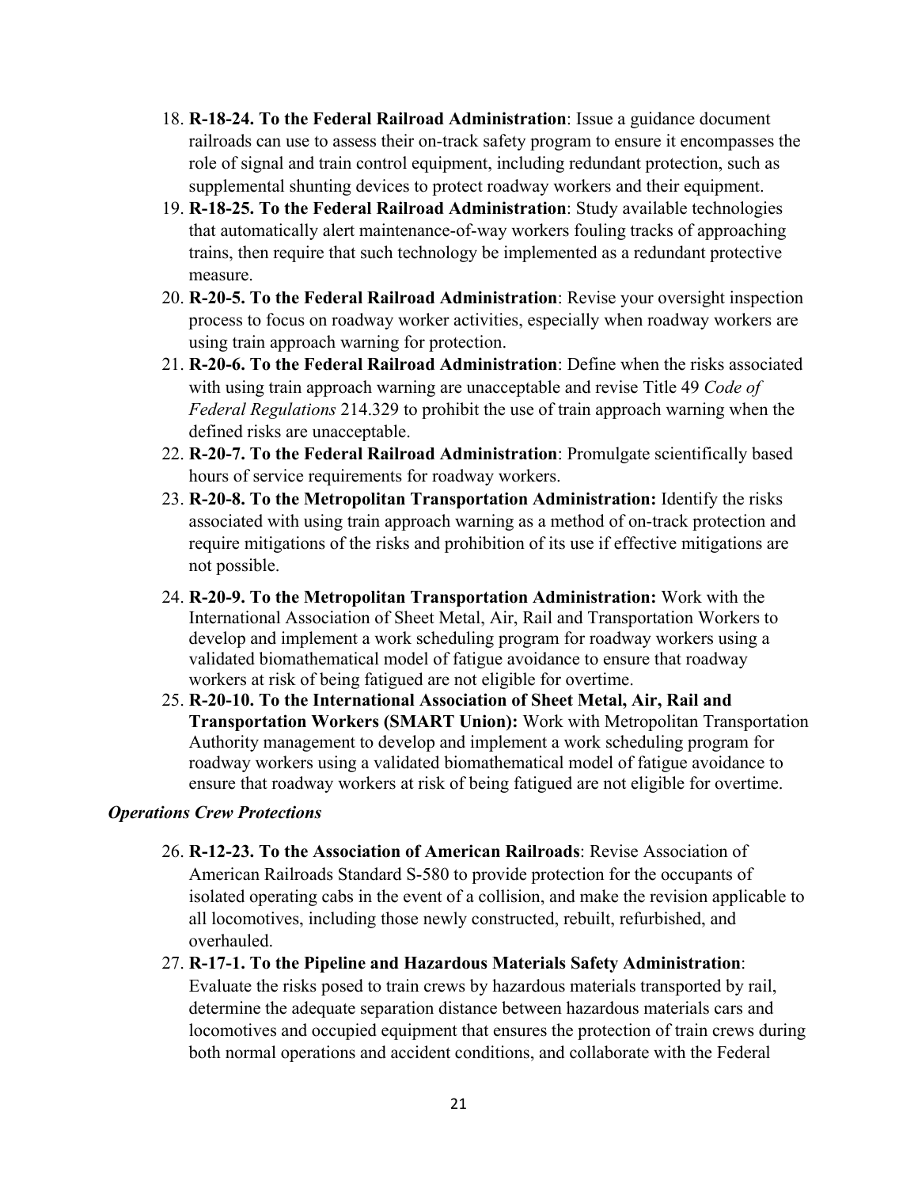18. **R-18-24. To the Federal Railroad Administration**: Issue a guidance document railroads can use to assess their on-track safety program to ensure it encompasses the role of signal and train control equipment, including redundant protection, such as supplemental shunting devices to protect roadway workers and their equipment.
19. **R-18-25. To the Federal Railroad Administration**: Study available technologies that automatically alert maintenance-of-way workers fouling tracks of approaching trains, then require that such technology be implemented as a redundant protective measure.
20. **R-20-5. To the Federal Railroad Administration**: Revise your oversight inspection process to focus on roadway worker activities, especially when roadway workers are using train approach warning for protection.
21. **R-20-6. To the Federal Railroad Administration**: Define when the risks associated with using train approach warning are unacceptable and revise Title 49 *Code of Federal Regulations* 214.329 to prohibit the use of train approach warning when the defined risks are unacceptable.
22. **R-20-7. To the Federal Railroad Administration**: Promulgate scientifically based hours of service requirements for roadway workers.
23. **R-20-8. To the Metropolitan Transportation Administration:** Identify the risks associated with using train approach warning as a method of on-track protection and require mitigations of the risks and prohibition of its use if effective mitigations are not possible.
24. **R-20-9. To the Metropolitan Transportation Administration:** Work with the International Association of Sheet Metal, Air, Rail and Transportation Workers to develop and implement a work scheduling program for roadway workers using a validated biomathematical model of fatigue avoidance to ensure that roadway workers at risk of being fatigued are not eligible for overtime.
25. **R-20-10. To the International Association of Sheet Metal, Air, Rail and Transportation Workers (SMART Union):** Work with Metropolitan Transportation Authority management to develop and implement a work scheduling program for roadway workers using a validated biomathematical model of fatigue avoidance to ensure that roadway workers at risk of being fatigued are not eligible for overtime.

***Operations Crew Protections***

26. **R-12-23. To the Association of American Railroads**: Revise Association of American Railroads Standard S-580 to provide protection for the occupants of isolated operating cabs in the event of a collision, and make the revision applicable to all locomotives, including those newly constructed, rebuilt, refurbished, and overhauled.
27. **R-17-1. To the Pipeline and Hazardous Materials Safety Administration**: Evaluate the risks posed to train crews by hazardous materials transported by rail, determine the adequate separation distance between hazardous materials cars and locomotives and occupied equipment that ensures the protection of train crews during both normal operations and accident conditions, and collaborate with the Federal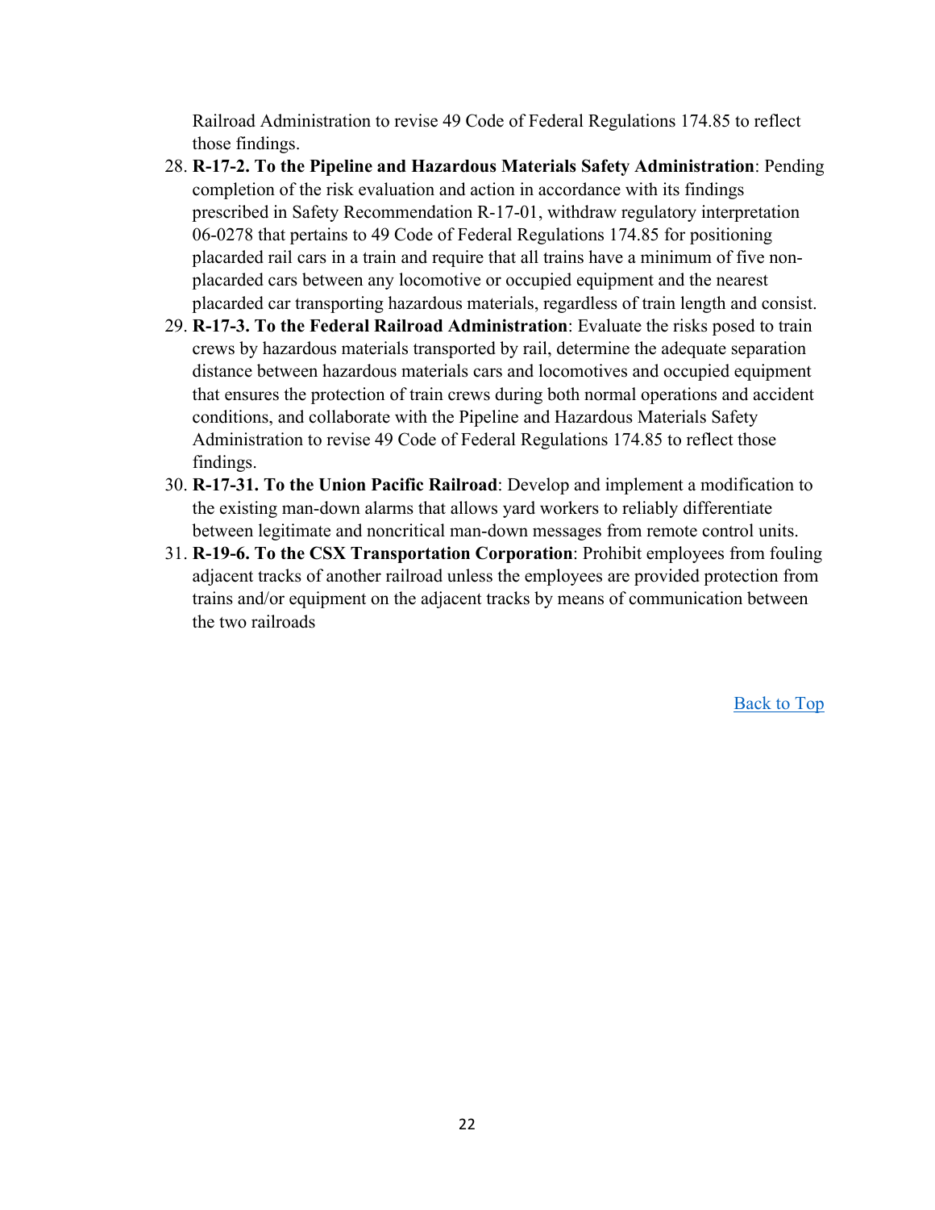Railroad Administration to revise 49 Code of Federal Regulations 174.85 to reflect those findings.

28. **R-17-2. To the Pipeline and Hazardous Materials Safety Administration**: Pending completion of the risk evaluation and action in accordance with its findings prescribed in Safety Recommendation R-17-01, withdraw regulatory interpretation 06-0278 that pertains to 49 Code of Federal Regulations 174.85 for positioning placarded rail cars in a train and require that all trains have a minimum of five non-placarded cars between any locomotive or occupied equipment and the nearest placarded car transporting hazardous materials, regardless of train length and consist.
29. **R-17-3. To the Federal Railroad Administration**: Evaluate the risks posed to train crews by hazardous materials transported by rail, determine the adequate separation distance between hazardous materials cars and locomotives and occupied equipment that ensures the protection of train crews during both normal operations and accident conditions, and collaborate with the Pipeline and Hazardous Materials Safety Administration to revise 49 Code of Federal Regulations 174.85 to reflect those findings.
30. **R-17-31. To the Union Pacific Railroad**: Develop and implement a modification to the existing man-down alarms that allows yard workers to reliably differentiate between legitimate and noncritical man-down messages from remote control units.
31. **R-19-6. To the CSX Transportation Corporation**: Prohibit employees from fouling adjacent tracks of another railroad unless the employees are provided protection from trains and/or equipment on the adjacent tracks by means of communication between the two railroads

Back to Top